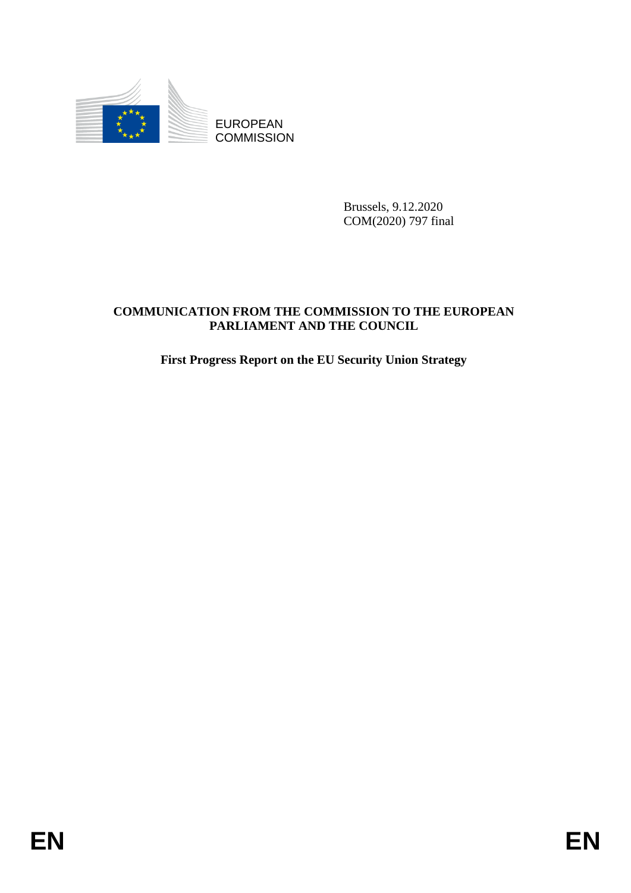EUROPEAN COMMISSION

Brussels, 9.12.2020
COM(2020) 797 final

**COMMUNICATION FROM THE COMMISSION TO THE EUROPEAN PARLIAMENT AND THE COUNCIL**

**First Progress Report on the EU Security Union Strategy**

EN EN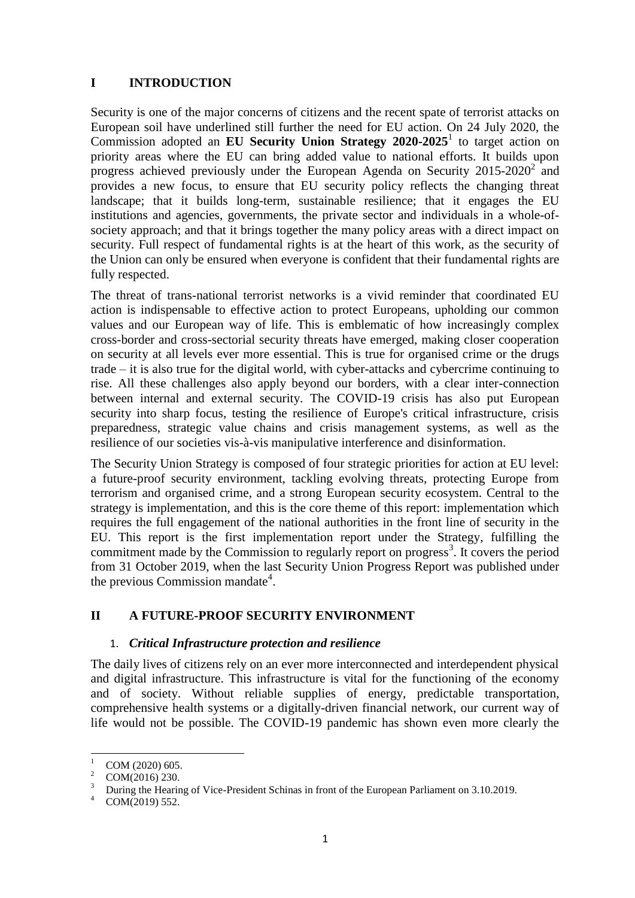# I INTRODUCTION

Security is one of the major concerns of citizens and the recent spate of terrorist attacks on European soil have underlined still further the need for EU action. On 24 July 2020, the Commission adopted an **EU Security Union Strategy 2020-2025**[1] to target action on priority areas where the EU can bring added value to national efforts. It builds upon progress achieved previously under the European Agenda on Security 2015-2020[2] and provides a new focus, to ensure that EU security policy reflects the changing threat landscape; that it builds long-term, sustainable resilience; that it engages the EU institutions and agencies, governments, the private sector and individuals in a whole-of-society approach; and that it brings together the many policy areas with a direct impact on security. Full respect of fundamental rights is at the heart of this work, as the security of the Union can only be ensured when everyone is confident that their fundamental rights are fully respected.

The threat of trans-national terrorist networks is a vivid reminder that coordinated EU action is indispensable to effective action to protect Europeans, upholding our common values and our European way of life. This is emblematic of how increasingly complex cross-border and cross-sectorial security threats have emerged, making closer cooperation on security at all levels ever more essential. This is true for organised crime or the drugs trade – it is also true for the digital world, with cyber-attacks and cybercrime continuing to rise. All these challenges also apply beyond our borders, with a clear inter-connection between internal and external security. The COVID-19 crisis has also put European security into sharp focus, testing the resilience of Europe's critical infrastructure, crisis preparedness, strategic value chains and crisis management systems, as well as the resilience of our societies vis-à-vis manipulative interference and disinformation.

The Security Union Strategy is composed of four strategic priorities for action at EU level: a future-proof security environment, tackling evolving threats, protecting Europe from terrorism and organised crime, and a strong European security ecosystem. Central to the strategy is implementation, and this is the core theme of this report: implementation which requires the full engagement of the national authorities in the front line of security in the EU. This report is the first implementation report under the Strategy, fulfilling the commitment made by the Commission to regularly report on progress[3]. It covers the period from 31 October 2019, when the last Security Union Progress Report was published under the previous Commission mandate[4].

# II A FUTURE-PROOF SECURITY ENVIRONMENT

## 1. *Critical Infrastructure protection and resilience*

The daily lives of citizens rely on an ever more interconnected and interdependent physical and digital infrastructure. This infrastructure is vital for the functioning of the economy and of society. Without reliable supplies of energy, predictable transportation, comprehensive health systems or a digitally-driven financial network, our current way of life would not be possible. The COVID-19 pandemic has shown even more clearly the

---

[1] COM (2020) 605.

[2] COM(2016) 230.

[3] During the Hearing of Vice-President Schinas in front of the European Parliament on 3.10.2019.

[4] COM(2019) 552.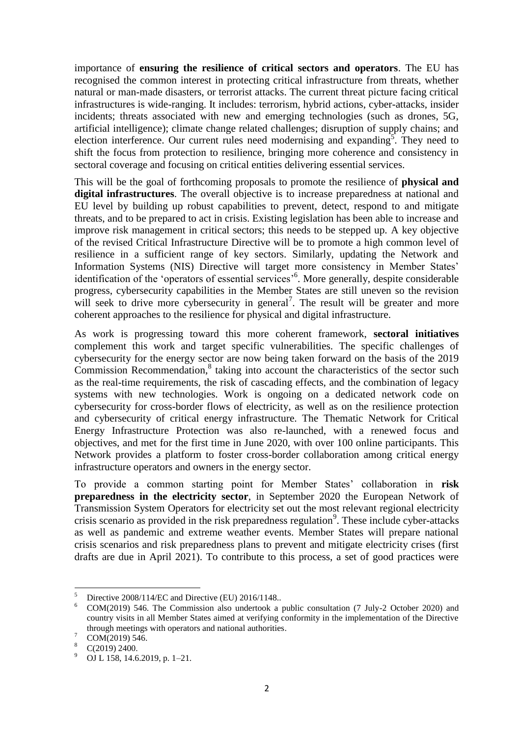importance of **ensuring the resilience of critical sectors and operators**. The EU has recognised the common interest in protecting critical infrastructure from threats, whether natural or man-made disasters, or terrorist attacks. The current threat picture facing critical infrastructures is wide-ranging. It includes: terrorism, hybrid actions, cyber-attacks, insider incidents; threats associated with new and emerging technologies (such as drones, 5G, artificial intelligence); climate change related challenges; disruption of supply chains; and election interference. Our current rules need modernising and expanding[5]. They need to shift the focus from protection to resilience, bringing more coherence and consistency in sectoral coverage and focusing on critical entities delivering essential services.

This will be the goal of forthcoming proposals to promote the resilience of **physical and digital infrastructures**. The overall objective is to increase preparedness at national and EU level by building up robust capabilities to prevent, detect, respond to and mitigate threats, and to be prepared to act in crisis. Existing legislation has been able to increase and improve risk management in critical sectors; this needs to be stepped up. A key objective of the revised Critical Infrastructure Directive will be to promote a high common level of resilience in a sufficient range of key sectors. Similarly, updating the Network and Information Systems (NIS) Directive will target more consistency in Member States' identification of the 'operators of essential services'[6]. More generally, despite considerable progress, cybersecurity capabilities in the Member States are still uneven so the revision will seek to drive more cybersecurity in general[7]. The result will be greater and more coherent approaches to the resilience for physical and digital infrastructure.

As work is progressing toward this more coherent framework, **sectoral initiatives** complement this work and target specific vulnerabilities. The specific challenges of cybersecurity for the energy sector are now being taken forward on the basis of the 2019 Commission Recommendation,[8] taking into account the characteristics of the sector such as the real-time requirements, the risk of cascading effects, and the combination of legacy systems with new technologies. Work is ongoing on a dedicated network code on cybersecurity for cross-border flows of electricity, as well as on the resilience protection and cybersecurity of critical energy infrastructure. The Thematic Network for Critical Energy Infrastructure Protection was also re-launched, with a renewed focus and objectives, and met for the first time in June 2020, with over 100 online participants. This Network provides a platform to foster cross-border collaboration among critical energy infrastructure operators and owners in the energy sector.

To provide a common starting point for Member States' collaboration in **risk preparedness in the electricity sector**, in September 2020 the European Network of Transmission System Operators for electricity set out the most relevant regional electricity crisis scenario as provided in the risk preparedness regulation[9]. These include cyber-attacks as well as pandemic and extreme weather events. Member States will prepare national crisis scenarios and risk preparedness plans to prevent and mitigate electricity crises (first drafts are due in April 2021). To contribute to this process, a set of good practices were

---

[5] Directive 2008/114/EC and Directive (EU) 2016/1148..

[6] COM(2019) 546. The Commission also undertook a public consultation (7 July-2 October 2020) and country visits in all Member States aimed at verifying conformity in the implementation of the Directive through meetings with operators and national authorities.

[7] COM(2019) 546.

[8] C(2019) 2400.

[9] OJ L 158, 14.6.2019, p. 1–21.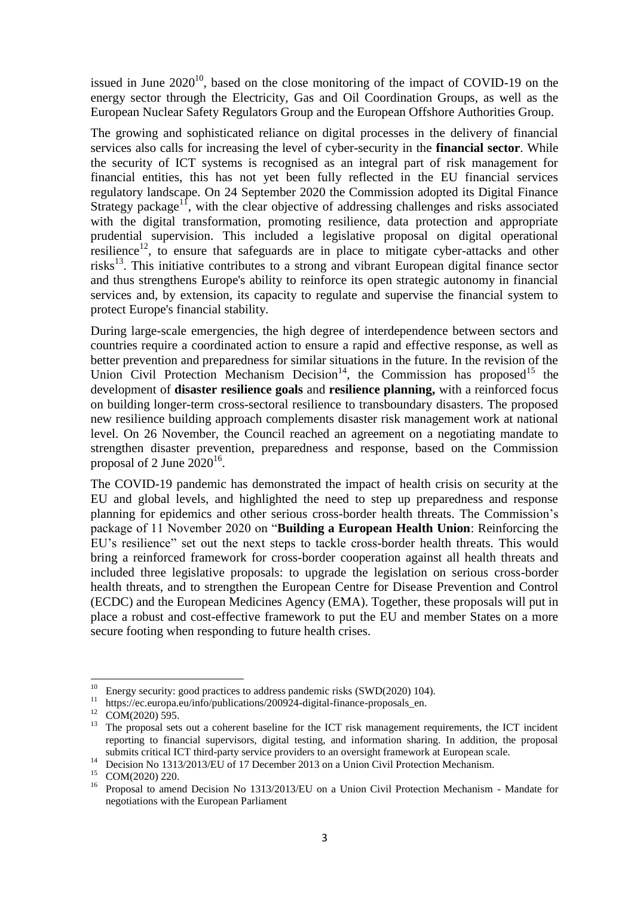issued in June 2020[10], based on the close monitoring of the impact of COVID-19 on the energy sector through the Electricity, Gas and Oil Coordination Groups, as well as the European Nuclear Safety Regulators Group and the European Offshore Authorities Group.

The growing and sophisticated reliance on digital processes in the delivery of financial services also calls for increasing the level of cyber-security in the **financial sector**. While the security of ICT systems is recognised as an integral part of risk management for financial entities, this has not yet been fully reflected in the EU financial services regulatory landscape. On 24 September 2020 the Commission adopted its Digital Finance Strategy package[11], with the clear objective of addressing challenges and risks associated with the digital transformation, promoting resilience, data protection and appropriate prudential supervision. This included a legislative proposal on digital operational resilience[12], to ensure that safeguards are in place to mitigate cyber-attacks and other risks[13]. This initiative contributes to a strong and vibrant European digital finance sector and thus strengthens Europe's ability to reinforce its open strategic autonomy in financial services and, by extension, its capacity to regulate and supervise the financial system to protect Europe's financial stability.

During large-scale emergencies, the high degree of interdependence between sectors and countries require a coordinated action to ensure a rapid and effective response, as well as better prevention and preparedness for similar situations in the future. In the revision of the Union Civil Protection Mechanism Decision[14], the Commission has proposed[15] the development of **disaster resilience goals** and **resilience planning,** with a reinforced focus on building longer-term cross-sectoral resilience to transboundary disasters. The proposed new resilience building approach complements disaster risk management work at national level. On 26 November, the Council reached an agreement on a negotiating mandate to strengthen disaster prevention, preparedness and response, based on the Commission proposal of 2 June 2020[16].

The COVID-19 pandemic has demonstrated the impact of health crisis on security at the EU and global levels, and highlighted the need to step up preparedness and response planning for epidemics and other serious cross-border health threats. The Commission's package of 11 November 2020 on "**Building a European Health Union**: Reinforcing the EU's resilience" set out the next steps to tackle cross-border health threats. This would bring a reinforced framework for cross-border cooperation against all health threats and included three legislative proposals: to upgrade the legislation on serious cross-border health threats, and to strengthen the European Centre for Disease Prevention and Control (ECDC) and the European Medicines Agency (EMA). Together, these proposals will put in place a robust and cost-effective framework to put the EU and member States on a more secure footing when responding to future health crises.

---

[10] Energy security: good practices to address pandemic risks (SWD(2020) 104).

[11] https://ec.europa.eu/info/publications/200924-digital-finance-proposals_en.

[12] COM(2020) 595.

[13] The proposal sets out a coherent baseline for the ICT risk management requirements, the ICT incident reporting to financial supervisors, digital testing, and information sharing. In addition, the proposal submits critical ICT third-party service providers to an oversight framework at European scale.

[14] Decision No 1313/2013/EU of 17 December 2013 on a Union Civil Protection Mechanism.

[15] COM(2020) 220.

[16] Proposal to amend Decision No 1313/2013/EU on a Union Civil Protection Mechanism - Mandate for negotiations with the European Parliament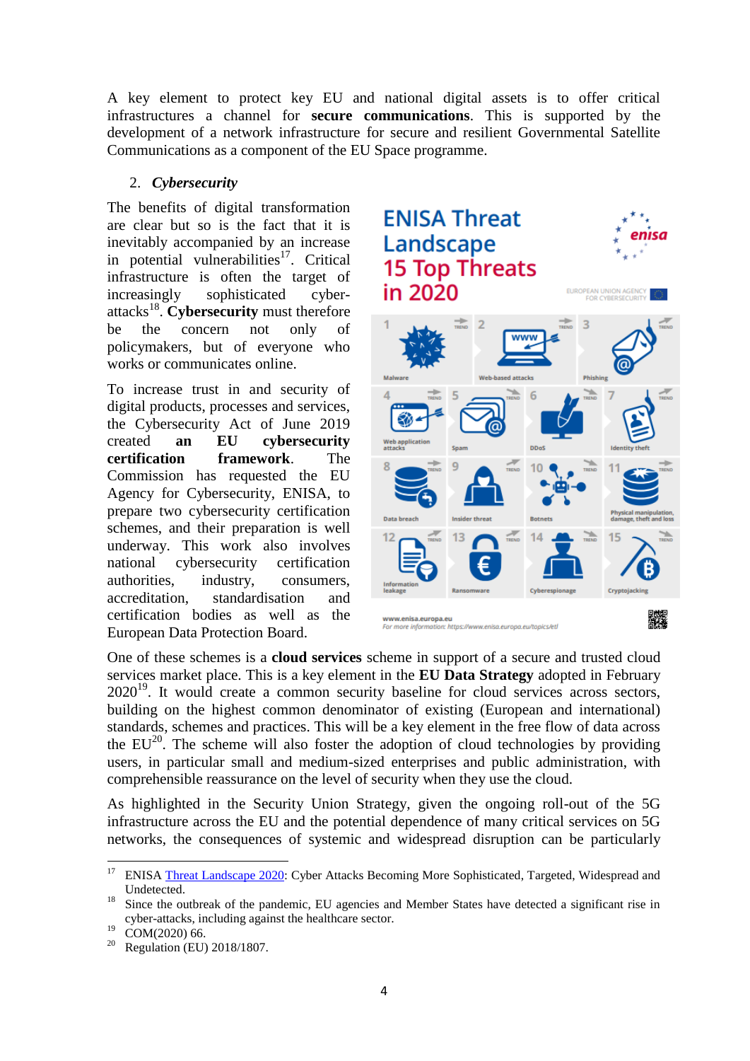A key element to protect key EU and national digital assets is to offer critical infrastructures a channel for **secure communications**. This is supported by the development of a network infrastructure for secure and resilient Governmental Satellite Communications as a component of the EU Space programme.

## 2. *Cybersecurity*

The benefits of digital transformation are clear but so is the fact that it is inevitably accompanied by an increase in potential vulnerabilities[17]. Critical infrastructure is often the target of increasingly sophisticated cyber-attacks[18]. **Cybersecurity** must therefore be the concern not only of policymakers, but of everyone who works or communicates online.

To increase trust in and security of digital products, processes and services, the Cybersecurity Act of June 2019 created **an EU cybersecurity certification framework**. The Commission has requested the EU Agency for Cybersecurity, ENISA, to prepare two cybersecurity certification schemes, and their preparation is well underway. This work also involves national cybersecurity certification authorities, industry, consumers, accreditation, standardisation and certification bodies as well as the European Data Protection Board.

One of these schemes is a **cloud services** scheme in support of a secure and trusted cloud services market place. This is a key element in the **EU Data Strategy** adopted in February 2020[19]. It would create a common security baseline for cloud services across sectors, building on the highest common denominator of existing (European and international) standards, schemes and practices. This will be a key element in the free flow of data across the EU[20]. The scheme will also foster the adoption of cloud technologies by providing users, in particular small and medium-sized enterprises and public administration, with comprehensible reassurance on the level of security when they use the cloud.

As highlighted in the Security Union Strategy, given the ongoing roll-out of the 5G infrastructure across the EU and the potential dependence of many critical services on 5G networks, the consequences of systemic and widespread disruption can be particularly

---

[17] ENISA Threat Landscape 2020: Cyber Attacks Becoming More Sophisticated, Targeted, Widespread and Undetected.

[18] Since the outbreak of the pandemic, EU agencies and Member States have detected a significant rise in cyber-attacks, including against the healthcare sector.

[19] COM(2020) 66.

[20] Regulation (EU) 2018/1807.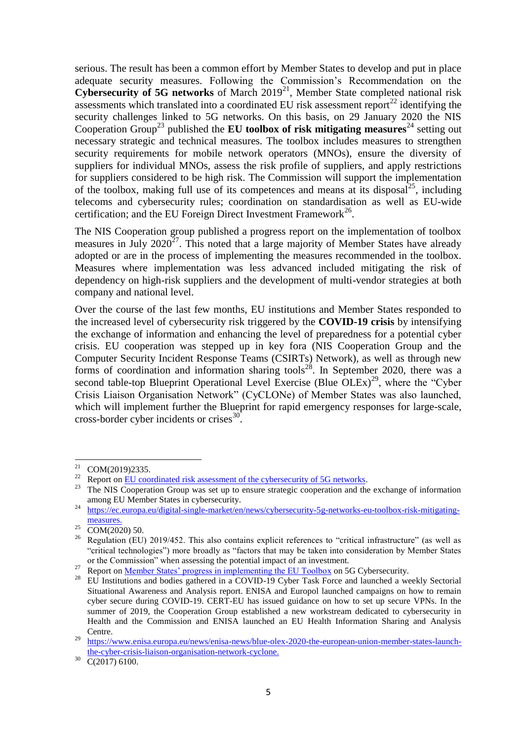serious. The result has been a common effort by Member States to develop and put in place adequate security measures. Following the Commission's Recommendation on the **Cybersecurity of 5G networks** of March 2019[21], Member State completed national risk assessments which translated into a coordinated EU risk assessment report[22] identifying the security challenges linked to 5G networks. On this basis, on 29 January 2020 the NIS Cooperation Group[23] published the **EU toolbox of risk mitigating measures**[24] setting out necessary strategic and technical measures. The toolbox includes measures to strengthen security requirements for mobile network operators (MNOs), ensure the diversity of suppliers for individual MNOs, assess the risk profile of suppliers, and apply restrictions for suppliers considered to be high risk. The Commission will support the implementation of the toolbox, making full use of its competences and means at its disposal[25], including telecoms and cybersecurity rules; coordination on standardisation as well as EU-wide certification; and the EU Foreign Direct Investment Framework[26].

The NIS Cooperation group published a progress report on the implementation of toolbox measures in July 2020[27]. This noted that a large majority of Member States have already adopted or are in the process of implementing the measures recommended in the toolbox. Measures where implementation was less advanced included mitigating the risk of dependency on high-risk suppliers and the development of multi-vendor strategies at both company and national level.

Over the course of the last few months, EU institutions and Member States responded to the increased level of cybersecurity risk triggered by the **COVID-19 crisis** by intensifying the exchange of information and enhancing the level of preparedness for a potential cyber crisis. EU cooperation was stepped up in key fora (NIS Cooperation Group and the Computer Security Incident Response Teams (CSIRTs) Network), as well as through new forms of coordination and information sharing tools[28]. In September 2020, there was a second table-top Blueprint Operational Level Exercise (Blue OLEx)[29], where the "Cyber Crisis Liaison Organisation Network" (CyCLONe) of Member States was also launched, which will implement further the Blueprint for rapid emergency responses for large-scale, cross-border cyber incidents or crises[30].

---

[21] COM(2019)2335.

[22] Report on EU coordinated risk assessment of the cybersecurity of 5G networks.

[23] The NIS Cooperation Group was set up to ensure strategic cooperation and the exchange of information among EU Member States in cybersecurity.

[24] https://ec.europa.eu/digital-single-market/en/news/cybersecurity-5g-networks-eu-toolbox-risk-mitigating-measures.

[25] COM(2020) 50.

[26] Regulation (EU) 2019/452. This also contains explicit references to "critical infrastructure" (as well as "critical technologies") more broadly as "factors that may be taken into consideration by Member States or the Commission" when assessing the potential impact of an investment.

[27] Report on Member States' progress in implementing the EU Toolbox on 5G Cybersecurity.

[28] EU Institutions and bodies gathered in a COVID-19 Cyber Task Force and launched a weekly Sectorial Situational Awareness and Analysis report. ENISA and Europol launched campaigns on how to remain cyber secure during COVID-19. CERT-EU has issued guidance on how to set up secure VPNs. In the summer of 2019, the Cooperation Group established a new workstream dedicated to cybersecurity in Health and the Commission and ENISA launched an EU Health Information Sharing and Analysis Centre.

[29] https://www.enisa.europa.eu/news/enisa-news/blue-olex-2020-the-european-union-member-states-launch-the-cyber-crisis-liaison-organisation-network-cyclone.

[30] C(2017) 6100.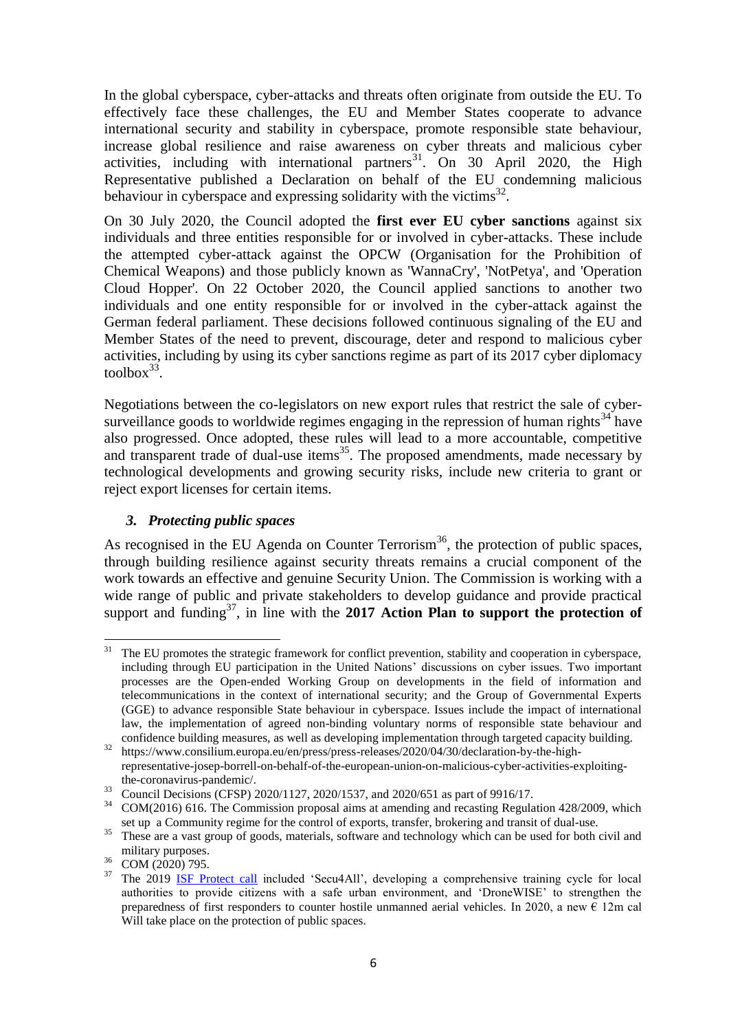In the global cyberspace, cyber-attacks and threats often originate from outside the EU. To effectively face these challenges, the EU and Member States cooperate to advance international security and stability in cyberspace, promote responsible state behaviour, increase global resilience and raise awareness on cyber threats and malicious cyber activities, including with international partners[31]. On 30 April 2020, the High Representative published a Declaration on behalf of the EU condemning malicious behaviour in cyberspace and expressing solidarity with the victims[32].

On 30 July 2020, the Council adopted the **first ever EU cyber sanctions** against six individuals and three entities responsible for or involved in cyber-attacks. These include the attempted cyber-attack against the OPCW (Organisation for the Prohibition of Chemical Weapons) and those publicly known as 'WannaCry', 'NotPetya', and 'Operation Cloud Hopper'. On 22 October 2020, the Council applied sanctions to another two individuals and one entity responsible for or involved in the cyber-attack against the German federal parliament. These decisions followed continuous signaling of the EU and Member States of the need to prevent, discourage, deter and respond to malicious cyber activities, including by using its cyber sanctions regime as part of its 2017 cyber diplomacy toolbox[33].

Negotiations between the co-legislators on new export rules that restrict the sale of cyber-surveillance goods to worldwide regimes engaging in the repression of human rights[34] have also progressed. Once adopted, these rules will lead to a more accountable, competitive and transparent trade of dual-use items[35]. The proposed amendments, made necessary by technological developments and growing security risks, include new criteria to grant or reject export licenses for certain items.

### *3. Protecting public spaces*

As recognised in the EU Agenda on Counter Terrorism[36], the protection of public spaces, through building resilience against security threats remains a crucial component of the work towards an effective and genuine Security Union. The Commission is working with a wide range of public and private stakeholders to develop guidance and provide practical support and funding[37], in line with the **2017 Action Plan to support the protection of**

---

[31] The EU promotes the strategic framework for conflict prevention, stability and cooperation in cyberspace, including through EU participation in the United Nations' discussions on cyber issues. Two important processes are the Open-ended Working Group on developments in the field of information and telecommunications in the context of international security; and the Group of Governmental Experts (GGE) to advance responsible State behaviour in cyberspace. Issues include the impact of international law, the implementation of agreed non-binding voluntary norms of responsible state behaviour and confidence building measures, as well as developing implementation through targeted capacity building.

[32] https://www.consilium.europa.eu/en/press/press-releases/2020/04/30/declaration-by-the-high-representative-josep-borrell-on-behalf-of-the-european-union-on-malicious-cyber-activities-exploiting-the-coronavirus-pandemic/.

[33] Council Decisions (CFSP) 2020/1127, 2020/1537, and 2020/651 as part of 9916/17.

[34] COM(2016) 616. The Commission proposal aims at amending and recasting Regulation 428/2009, which set up a Community regime for the control of exports, transfer, brokering and transit of dual-use.

[35] These are a vast group of goods, materials, software and technology which can be used for both civil and military purposes.

[36] COM (2020) 795.

[37] The 2019 ISF Protect call included 'Secu4All', developing a comprehensive training cycle for local authorities to provide citizens with a safe urban environment, and 'DroneWISE' to strengthen the preparedness of first responders to counter hostile unmanned aerial vehicles. In 2020, a new € 12m cal Will take place on the protection of public spaces.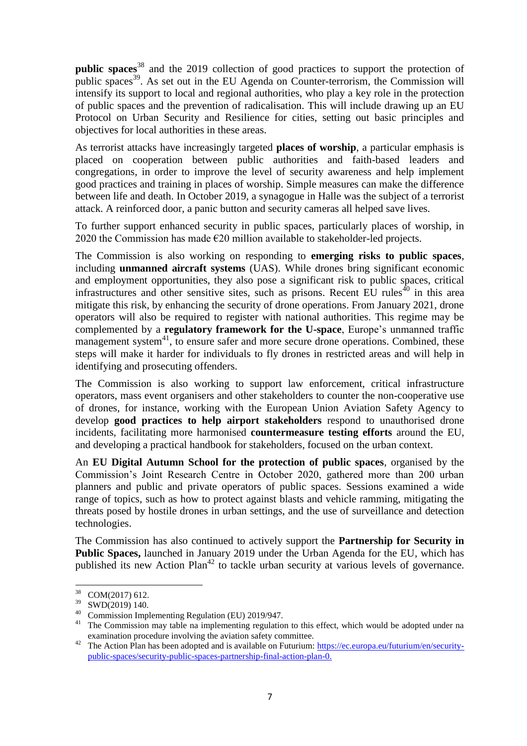**public spaces**[38] and the 2019 collection of good practices to support the protection of public spaces[39]. As set out in the EU Agenda on Counter-terrorism, the Commission will intensify its support to local and regional authorities, who play a key role in the protection of public spaces and the prevention of radicalisation. This will include drawing up an EU Protocol on Urban Security and Resilience for cities, setting out basic principles and objectives for local authorities in these areas.

As terrorist attacks have increasingly targeted **places of worship**, a particular emphasis is placed on cooperation between public authorities and faith-based leaders and congregations, in order to improve the level of security awareness and help implement good practices and training in places of worship. Simple measures can make the difference between life and death. In October 2019, a synagogue in Halle was the subject of a terrorist attack. A reinforced door, a panic button and security cameras all helped save lives.

To further support enhanced security in public spaces, particularly places of worship, in 2020 the Commission has made €20 million available to stakeholder-led projects.

The Commission is also working on responding to **emerging risks to public spaces**, including **unmanned aircraft systems** (UAS). While drones bring significant economic and employment opportunities, they also pose a significant risk to public spaces, critical infrastructures and other sensitive sites, such as prisons. Recent EU rules[40] in this area mitigate this risk, by enhancing the security of drone operations. From January 2021, drone operators will also be required to register with national authorities. This regime may be complemented by a **regulatory framework for the U-space**, Europe's unmanned traffic management system[41], to ensure safer and more secure drone operations. Combined, these steps will make it harder for individuals to fly drones in restricted areas and will help in identifying and prosecuting offenders.

The Commission is also working to support law enforcement, critical infrastructure operators, mass event organisers and other stakeholders to counter the non-cooperative use of drones, for instance, working with the European Union Aviation Safety Agency to develop **good practices to help airport stakeholders** respond to unauthorised drone incidents, facilitating more harmonised **countermeasure testing efforts** around the EU, and developing a practical handbook for stakeholders, focused on the urban context.

An **EU Digital Autumn School for the protection of public spaces**, organised by the Commission's Joint Research Centre in October 2020, gathered more than 200 urban planners and public and private operators of public spaces. Sessions examined a wide range of topics, such as how to protect against blasts and vehicle ramming, mitigating the threats posed by hostile drones in urban settings, and the use of surveillance and detection technologies.

The Commission has also continued to actively support the **Partnership for Security in Public Spaces,** launched in January 2019 under the Urban Agenda for the EU, which has published its new Action Plan[42] to tackle urban security at various levels of governance.

---

[38] COM(2017) 612.

[39] SWD(2019) 140.

[40] Commission Implementing Regulation (EU) 2019/947.

[41] The Commission may table na implementing regulation to this effect, which would be adopted under na examination procedure involving the aviation safety committee.

[42] The Action Plan has been adopted and is available on Futurium: https://ec.europa.eu/futurium/en/security-public-spaces/security-public-spaces-partnership-final-action-plan-0.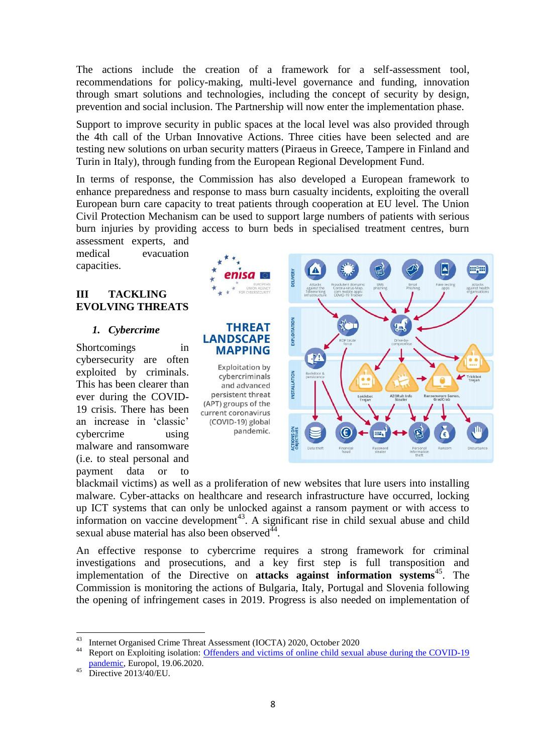The actions include the creation of a framework for a self-assessment tool, recommendations for policy-making, multi-level governance and funding, innovation through smart solutions and technologies, including the concept of security by design, prevention and social inclusion. The Partnership will now enter the implementation phase.

Support to improve security in public spaces at the local level was also provided through the 4th call of the Urban Innovative Actions. Three cities have been selected and are testing new solutions on urban security matters (Piraeus in Greece, Tampere in Finland and Turin in Italy), through funding from the European Regional Development Fund.

In terms of response, the Commission has also developed a European framework to enhance preparedness and response to mass burn casualty incidents, exploiting the overall European burn care capacity to treat patients through cooperation at EU level. The Union Civil Protection Mechanism can be used to support large numbers of patients with serious burn injuries by providing access to burn beds in specialised treatment centres, burn assessment experts, and medical evacuation capacities.

## III TACKLING EVOLVING THREATS

### 1. *Cybercrime*

Shortcomings in cybersecurity are often exploited by criminals. This has been clearer than ever during the COVID-19 crisis. There has been an increase in 'classic' cybercrime using malware and ransomware (i.e. to steal personal and payment data or to blackmail victims) as well as a proliferation of new websites that lure users into installing malware. Cyber-attacks on healthcare and research infrastructure have occurred, locking up ICT systems that can only be unlocked against a ransom payment or with access to information on vaccine development[43]. A significant rise in child sexual abuse and child sexual abuse material has also been observed[44].

An effective response to cybercrime requires a strong framework for criminal investigations and prosecutions, and a key first step is full transposition and implementation of the Directive on **attacks against information systems**[45]. The Commission is monitoring the actions of Bulgaria, Italy, Portugal and Slovenia following the opening of infringement cases in 2019. Progress is also needed on implementation of

---

[43] Internet Organised Crime Threat Assessment (IOCTA) 2020, October 2020

[44] Report on Exploiting isolation: Offenders and victims of online child sexual abuse during the COVID-19 pandemic, Europol, 19.06.2020.

[45] Directive 2013/40/EU.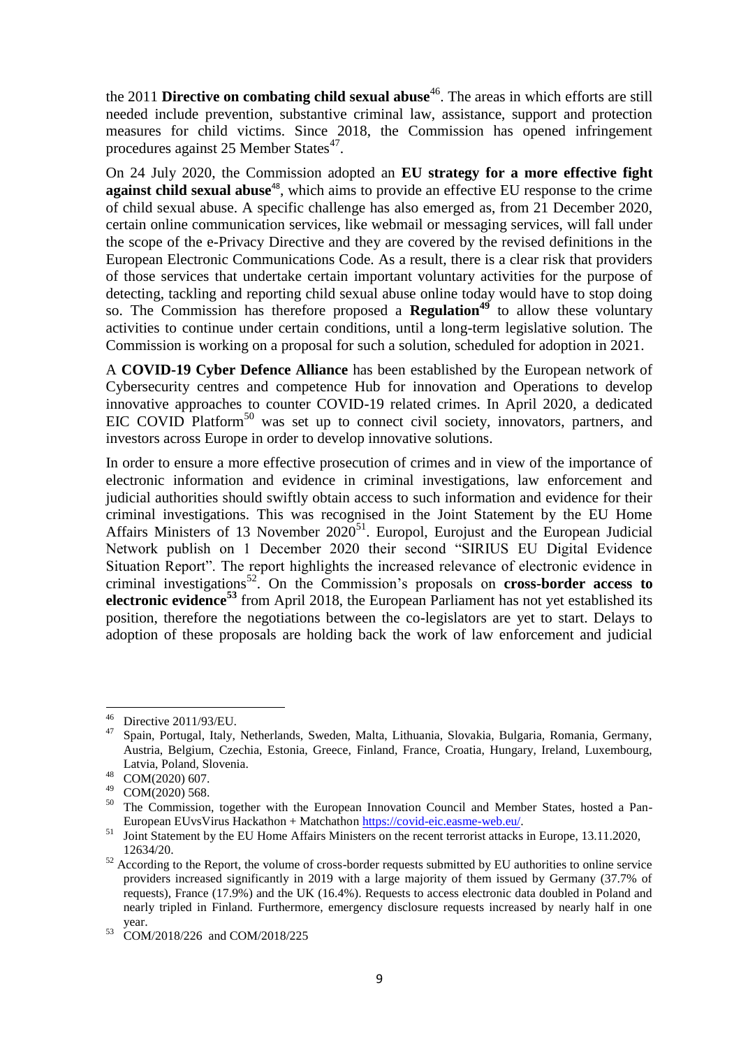the 2011 **Directive on combating child sexual abuse**[46]. The areas in which efforts are still needed include prevention, substantive criminal law, assistance, support and protection measures for child victims. Since 2018, the Commission has opened infringement procedures against 25 Member States[47].

On 24 July 2020, the Commission adopted an **EU strategy for a more effective fight against child sexual abuse**[48], which aims to provide an effective EU response to the crime of child sexual abuse. A specific challenge has also emerged as, from 21 December 2020, certain online communication services, like webmail or messaging services, will fall under the scope of the e-Privacy Directive and they are covered by the revised definitions in the European Electronic Communications Code. As a result, there is a clear risk that providers of those services that undertake certain important voluntary activities for the purpose of detecting, tackling and reporting child sexual abuse online today would have to stop doing so. The Commission has therefore proposed a **Regulation**[49] to allow these voluntary activities to continue under certain conditions, until a long-term legislative solution. The Commission is working on a proposal for such a solution, scheduled for adoption in 2021.

A **COVID-19 Cyber Defence Alliance** has been established by the European network of Cybersecurity centres and competence Hub for innovation and Operations to develop innovative approaches to counter COVID-19 related crimes. In April 2020, a dedicated EIC COVID Platform[50] was set up to connect civil society, innovators, partners, and investors across Europe in order to develop innovative solutions.

In order to ensure a more effective prosecution of crimes and in view of the importance of electronic information and evidence in criminal investigations, law enforcement and judicial authorities should swiftly obtain access to such information and evidence for their criminal investigations. This was recognised in the Joint Statement by the EU Home Affairs Ministers of 13 November 2020[51]. Europol, Eurojust and the European Judicial Network publish on 1 December 2020 their second "SIRIUS EU Digital Evidence Situation Report". The report highlights the increased relevance of electronic evidence in criminal investigations[52]. On the Commission's proposals on **cross-border access to electronic evidence**[53] from April 2018, the European Parliament has not yet established its position, therefore the negotiations between the co-legislators are yet to start. Delays to adoption of these proposals are holding back the work of law enforcement and judicial

---

[46] Directive 2011/93/EU.

[47] Spain, Portugal, Italy, Netherlands, Sweden, Malta, Lithuania, Slovakia, Bulgaria, Romania, Germany, Austria, Belgium, Czechia, Estonia, Greece, Finland, France, Croatia, Hungary, Ireland, Luxembourg, Latvia, Poland, Slovenia.

[48] COM(2020) 607.

[49] COM(2020) 568.

[50] The Commission, together with the European Innovation Council and Member States, hosted a Pan-European EUvsVirus Hackathon + Matchathon https://covid-eic.easme-web.eu/.

[51] Joint Statement by the EU Home Affairs Ministers on the recent terrorist attacks in Europe, 13.11.2020, 12634/20.

[52] According to the Report, the volume of cross-border requests submitted by EU authorities to online service providers increased significantly in 2019 with a large majority of them issued by Germany (37.7% of requests), France (17.9%) and the UK (16.4%). Requests to access electronic data doubled in Poland and nearly tripled in Finland. Furthermore, emergency disclosure requests increased by nearly half in one year.

[53] COM/2018/226 and COM/2018/225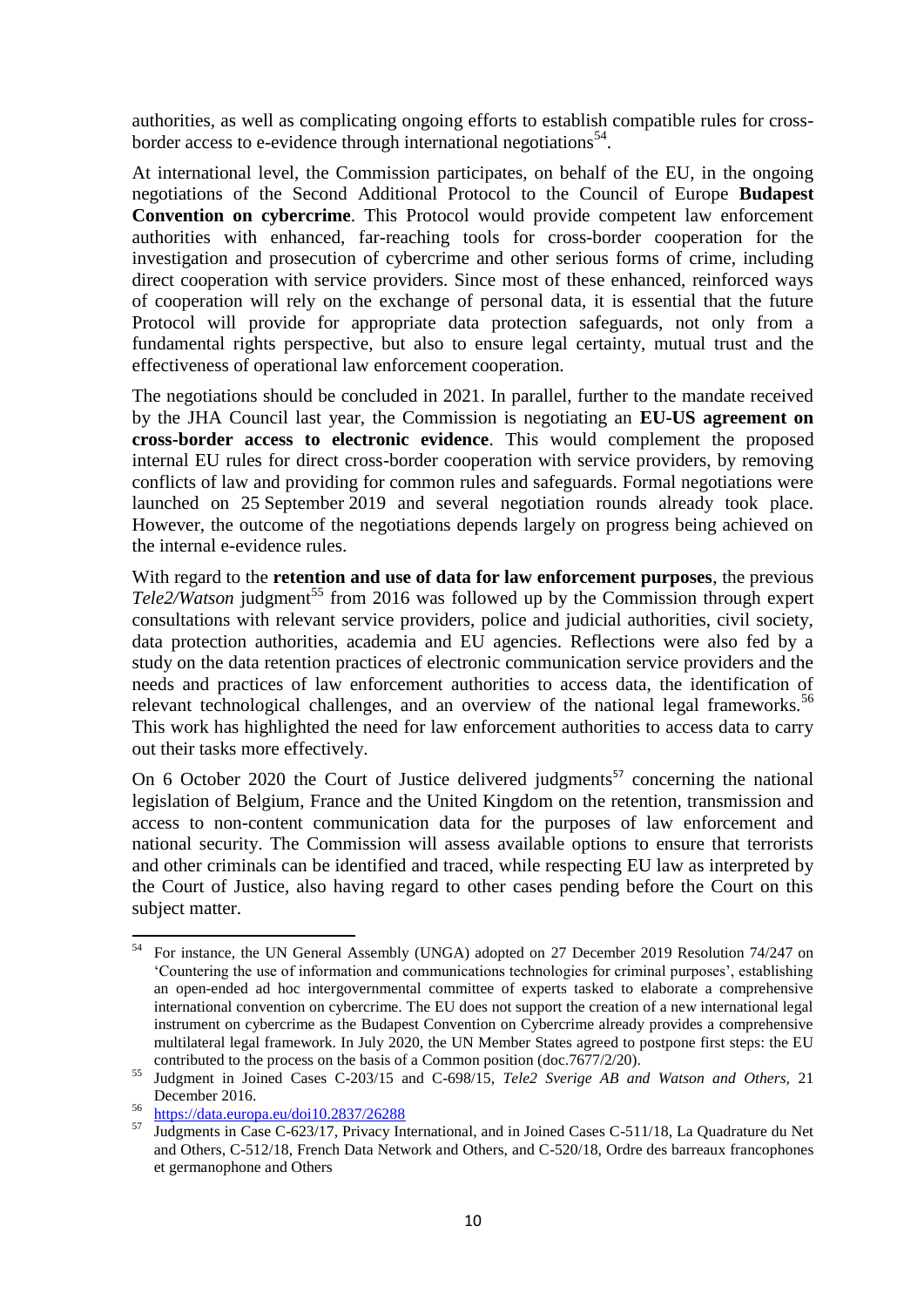authorities, as well as complicating ongoing efforts to establish compatible rules for cross-border access to e-evidence through international negotiations[54].

At international level, the Commission participates, on behalf of the EU, in the ongoing negotiations of the Second Additional Protocol to the Council of Europe **Budapest Convention on cybercrime**. This Protocol would provide competent law enforcement authorities with enhanced, far-reaching tools for cross-border cooperation for the investigation and prosecution of cybercrime and other serious forms of crime, including direct cooperation with service providers. Since most of these enhanced, reinforced ways of cooperation will rely on the exchange of personal data, it is essential that the future Protocol will provide for appropriate data protection safeguards, not only from a fundamental rights perspective, but also to ensure legal certainty, mutual trust and the effectiveness of operational law enforcement cooperation.

The negotiations should be concluded in 2021. In parallel, further to the mandate received by the JHA Council last year, the Commission is negotiating an **EU-US agreement on cross-border access to electronic evidence**. This would complement the proposed internal EU rules for direct cross-border cooperation with service providers, by removing conflicts of law and providing for common rules and safeguards. Formal negotiations were launched on 25 September 2019 and several negotiation rounds already took place. However, the outcome of the negotiations depends largely on progress being achieved on the internal e-evidence rules.

With regard to the **retention and use of data for law enforcement purposes**, the previous *Tele2/Watson* judgment[55] from 2016 was followed up by the Commission through expert consultations with relevant service providers, police and judicial authorities, civil society, data protection authorities, academia and EU agencies. Reflections were also fed by a study on the data retention practices of electronic communication service providers and the needs and practices of law enforcement authorities to access data, the identification of relevant technological challenges, and an overview of the national legal frameworks.[56] This work has highlighted the need for law enforcement authorities to access data to carry out their tasks more effectively.

On 6 October 2020 the Court of Justice delivered judgments[57] concerning the national legislation of Belgium, France and the United Kingdom on the retention, transmission and access to non-content communication data for the purposes of law enforcement and national security. The Commission will assess available options to ensure that terrorists and other criminals can be identified and traced, while respecting EU law as interpreted by the Court of Justice, also having regard to other cases pending before the Court on this subject matter.

---

[54] For instance, the UN General Assembly (UNGA) adopted on 27 December 2019 Resolution 74/247 on 'Countering the use of information and communications technologies for criminal purposes', establishing an open-ended ad hoc intergovernmental committee of experts tasked to elaborate a comprehensive international convention on cybercrime. The EU does not support the creation of a new international legal instrument on cybercrime as the Budapest Convention on Cybercrime already provides a comprehensive multilateral legal framework. In July 2020, the UN Member States agreed to postpone first steps: the EU contributed to the process on the basis of a Common position (doc.7677/2/20).

[55] Judgment in Joined Cases C-203/15 and C-698/15, *Tele2 Sverige AB and Watson and Others*, 21 December 2016.

[56] https://data.europa.eu/doi10.2837/26288

[57] Judgments in Case C-623/17, Privacy International, and in Joined Cases C-511/18, La Quadrature du Net and Others, C-512/18, French Data Network and Others, and C-520/18, Ordre des barreaux francophones et germanophone and Others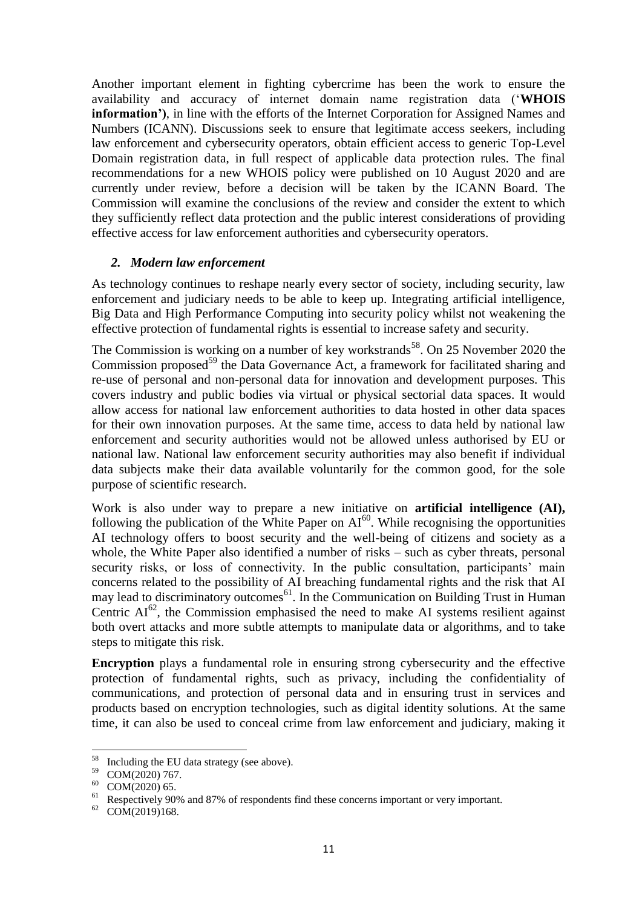Another important element in fighting cybercrime has been the work to ensure the availability and accuracy of internet domain name registration data ('**WHOIS information'**), in line with the efforts of the Internet Corporation for Assigned Names and Numbers (ICANN). Discussions seek to ensure that legitimate access seekers, including law enforcement and cybersecurity operators, obtain efficient access to generic Top-Level Domain registration data, in full respect of applicable data protection rules. The final recommendations for a new WHOIS policy were published on 10 August 2020 and are currently under review, before a decision will be taken by the ICANN Board. The Commission will examine the conclusions of the review and consider the extent to which they sufficiently reflect data protection and the public interest considerations of providing effective access for law enforcement authorities and cybersecurity operators.

### *2. Modern law enforcement*

As technology continues to reshape nearly every sector of society, including security, law enforcement and judiciary needs to be able to keep up. Integrating artificial intelligence, Big Data and High Performance Computing into security policy whilst not weakening the effective protection of fundamental rights is essential to increase safety and security.

The Commission is working on a number of key workstrands[58]. On 25 November 2020 the Commission proposed[59] the Data Governance Act, a framework for facilitated sharing and re-use of personal and non-personal data for innovation and development purposes. This covers industry and public bodies via virtual or physical sectorial data spaces. It would allow access for national law enforcement authorities to data hosted in other data spaces for their own innovation purposes. At the same time, access to data held by national law enforcement and security authorities would not be allowed unless authorised by EU or national law. National law enforcement security authorities may also benefit if individual data subjects make their data available voluntarily for the common good, for the sole purpose of scientific research.

Work is also under way to prepare a new initiative on **artificial intelligence (AI),** following the publication of the White Paper on AI[60]. While recognising the opportunities AI technology offers to boost security and the well-being of citizens and society as a whole, the White Paper also identified a number of risks – such as cyber threats, personal security risks, or loss of connectivity. In the public consultation, participants' main concerns related to the possibility of AI breaching fundamental rights and the risk that AI may lead to discriminatory outcomes[61]. In the Communication on Building Trust in Human Centric AI[62], the Commission emphasised the need to make AI systems resilient against both overt attacks and more subtle attempts to manipulate data or algorithms, and to take steps to mitigate this risk.

**Encryption** plays a fundamental role in ensuring strong cybersecurity and the effective protection of fundamental rights, such as privacy, including the confidentiality of communications, and protection of personal data and in ensuring trust in services and products based on encryption technologies, such as digital identity solutions. At the same time, it can also be used to conceal crime from law enforcement and judiciary, making it

---

[58] Including the EU data strategy (see above).

[59] COM(2020) 767.

[60] COM(2020) 65.

[61] Respectively 90% and 87% of respondents find these concerns important or very important.

[62] COM(2019)168.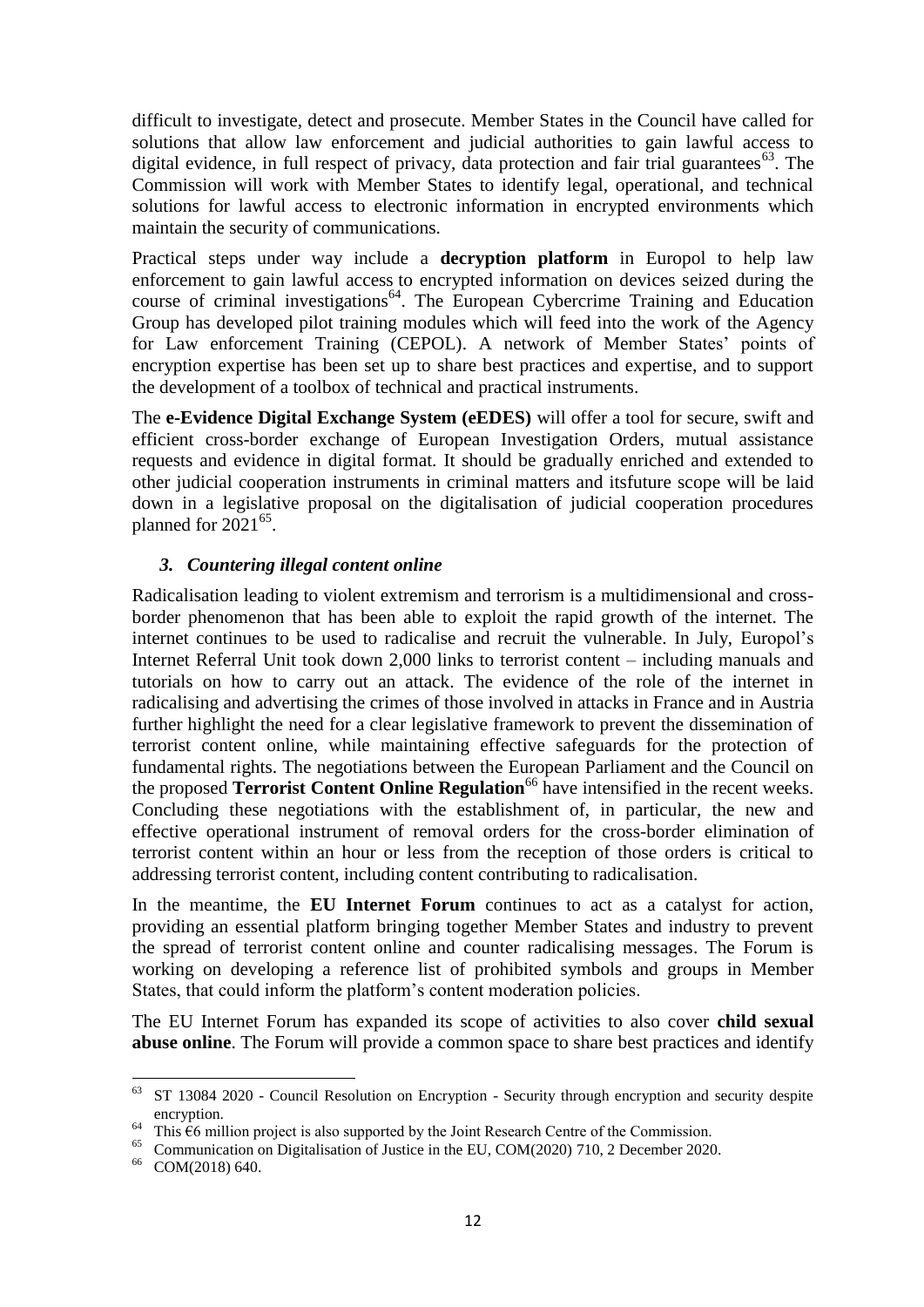difficult to investigate, detect and prosecute. Member States in the Council have called for solutions that allow law enforcement and judicial authorities to gain lawful access to digital evidence, in full respect of privacy, data protection and fair trial guarantees[63]. The Commission will work with Member States to identify legal, operational, and technical solutions for lawful access to electronic information in encrypted environments which maintain the security of communications.

Practical steps under way include a **decryption platform** in Europol to help law enforcement to gain lawful access to encrypted information on devices seized during the course of criminal investigations[64]. The European Cybercrime Training and Education Group has developed pilot training modules which will feed into the work of the Agency for Law enforcement Training (CEPOL). A network of Member States' points of encryption expertise has been set up to share best practices and expertise, and to support the development of a toolbox of technical and practical instruments.

The **e-Evidence Digital Exchange System (eEDES)** will offer a tool for secure, swift and efficient cross-border exchange of European Investigation Orders, mutual assistance requests and evidence in digital format. It should be gradually enriched and extended to other judicial cooperation instruments in criminal matters and itsfuture scope will be laid down in a legislative proposal on the digitalisation of judicial cooperation procedures planned for 2021[65].

### *3. Countering illegal content online*

Radicalisation leading to violent extremism and terrorism is a multidimensional and cross-border phenomenon that has been able to exploit the rapid growth of the internet. The internet continues to be used to radicalise and recruit the vulnerable. In July, Europol's Internet Referral Unit took down 2,000 links to terrorist content – including manuals and tutorials on how to carry out an attack. The evidence of the role of the internet in radicalising and advertising the crimes of those involved in attacks in France and in Austria further highlight the need for a clear legislative framework to prevent the dissemination of terrorist content online, while maintaining effective safeguards for the protection of fundamental rights. The negotiations between the European Parliament and the Council on the proposed **Terrorist Content Online Regulation**[66] have intensified in the recent weeks. Concluding these negotiations with the establishment of, in particular, the new and effective operational instrument of removal orders for the cross-border elimination of terrorist content within an hour or less from the reception of those orders is critical to addressing terrorist content, including content contributing to radicalisation.

In the meantime, the **EU Internet Forum** continues to act as a catalyst for action, providing an essential platform bringing together Member States and industry to prevent the spread of terrorist content online and counter radicalising messages. The Forum is working on developing a reference list of prohibited symbols and groups in Member States, that could inform the platform's content moderation policies.

The EU Internet Forum has expanded its scope of activities to also cover **child sexual abuse online**. The Forum will provide a common space to share best practices and identify

---

[63] ST 13084 2020 - Council Resolution on Encryption - Security through encryption and security despite encryption.

[64] This €6 million project is also supported by the Joint Research Centre of the Commission.

[65] Communication on Digitalisation of Justice in the EU, COM(2020) 710, 2 December 2020.

[66] COM(2018) 640.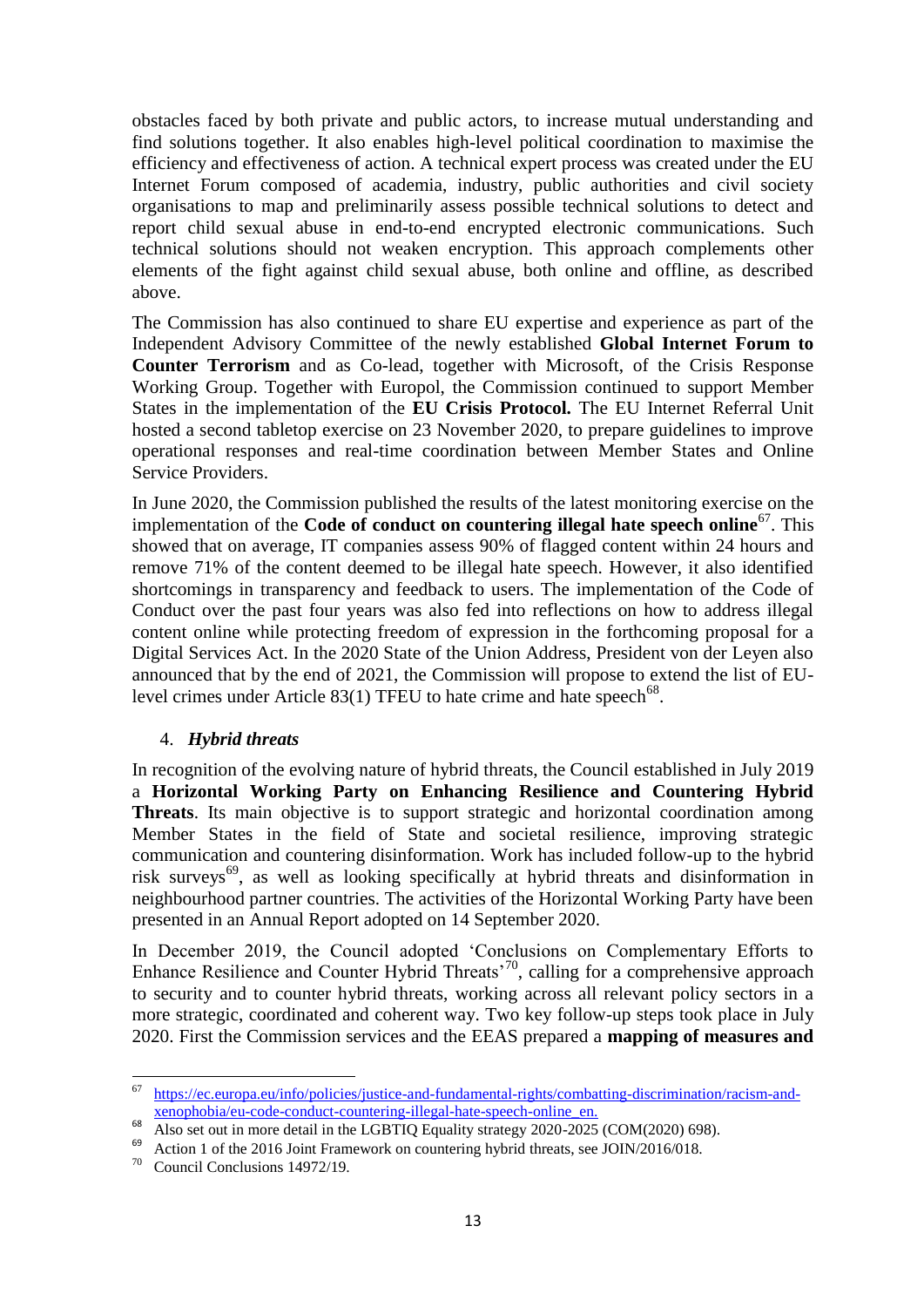obstacles faced by both private and public actors, to increase mutual understanding and find solutions together. It also enables high-level political coordination to maximise the efficiency and effectiveness of action. A technical expert process was created under the EU Internet Forum composed of academia, industry, public authorities and civil society organisations to map and preliminarily assess possible technical solutions to detect and report child sexual abuse in end-to-end encrypted electronic communications. Such technical solutions should not weaken encryption. This approach complements other elements of the fight against child sexual abuse, both online and offline, as described above.

The Commission has also continued to share EU expertise and experience as part of the Independent Advisory Committee of the newly established **Global Internet Forum to Counter Terrorism** and as Co-lead, together with Microsoft, of the Crisis Response Working Group. Together with Europol, the Commission continued to support Member States in the implementation of the **EU Crisis Protocol.** The EU Internet Referral Unit hosted a second tabletop exercise on 23 November 2020, to prepare guidelines to improve operational responses and real-time coordination between Member States and Online Service Providers.

In June 2020, the Commission published the results of the latest monitoring exercise on the implementation of the **Code of conduct on countering illegal hate speech online**[67]. This showed that on average, IT companies assess 90% of flagged content within 24 hours and remove 71% of the content deemed to be illegal hate speech. However, it also identified shortcomings in transparency and feedback to users. The implementation of the Code of Conduct over the past four years was also fed into reflections on how to address illegal content online while protecting freedom of expression in the forthcoming proposal for a Digital Services Act. In the 2020 State of the Union Address, President von der Leyen also announced that by the end of 2021, the Commission will propose to extend the list of EU-level crimes under Article 83(1) TFEU to hate crime and hate speech[68].

## 4. *Hybrid threats*

In recognition of the evolving nature of hybrid threats, the Council established in July 2019 a **Horizontal Working Party on Enhancing Resilience and Countering Hybrid Threats**. Its main objective is to support strategic and horizontal coordination among Member States in the field of State and societal resilience, improving strategic communication and countering disinformation. Work has included follow-up to the hybrid risk surveys[69], as well as looking specifically at hybrid threats and disinformation in neighbourhood partner countries. The activities of the Horizontal Working Party have been presented in an Annual Report adopted on 14 September 2020.

In December 2019, the Council adopted 'Conclusions on Complementary Efforts to Enhance Resilience and Counter Hybrid Threats'[70], calling for a comprehensive approach to security and to counter hybrid threats, working across all relevant policy sectors in a more strategic, coordinated and coherent way. Two key follow-up steps took place in July 2020. First the Commission services and the EEAS prepared a **mapping of measures and**

---

[67] https://ec.europa.eu/info/policies/justice-and-fundamental-rights/combatting-discrimination/racism-and-xenophobia/eu-code-conduct-countering-illegal-hate-speech-online_en.

[68] Also set out in more detail in the LGBTIQ Equality strategy 2020-2025 (COM(2020) 698).

[69] Action 1 of the 2016 Joint Framework on countering hybrid threats, see JOIN/2016/018.

[70] Council Conclusions 14972/19.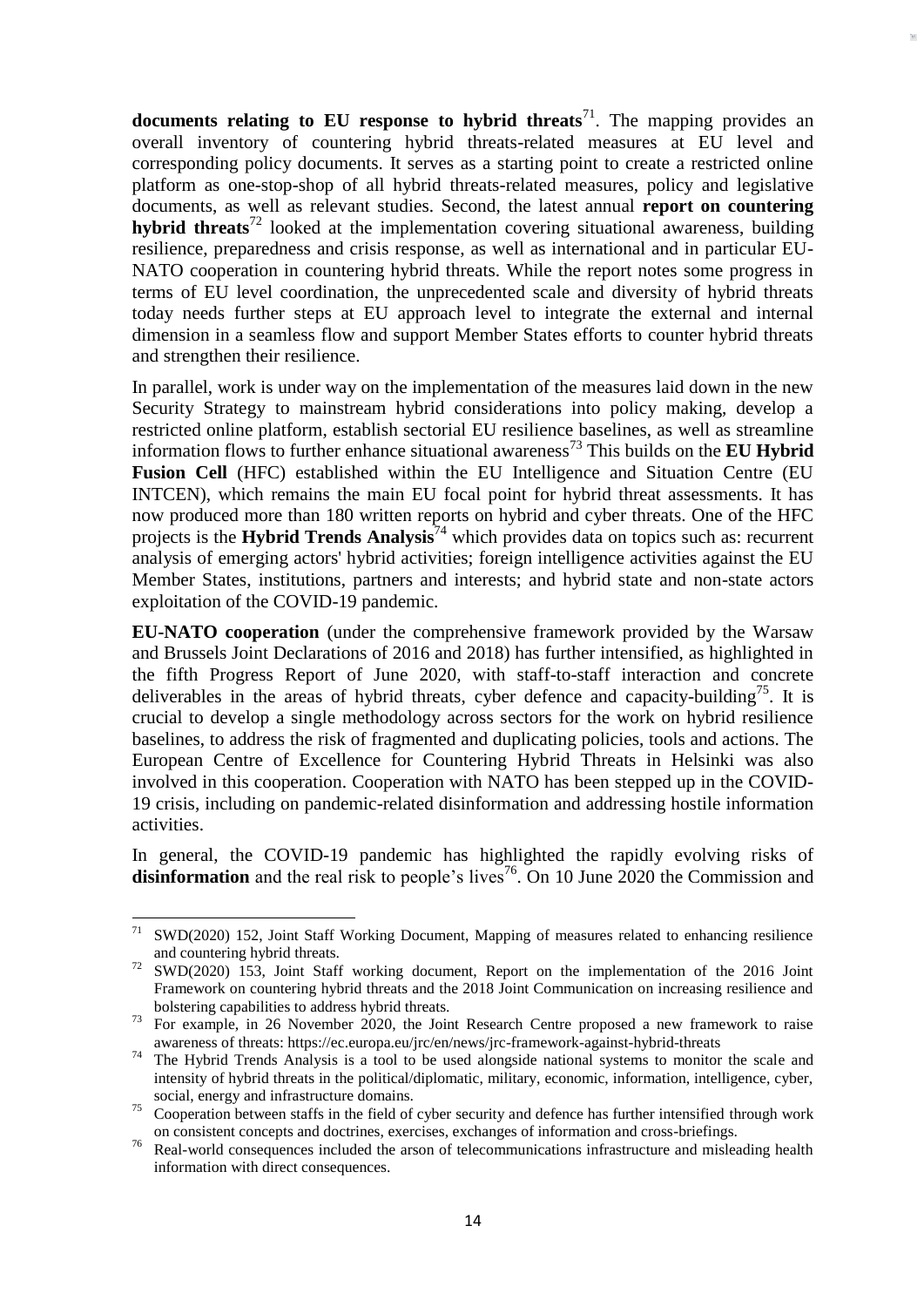**documents relating to EU response to hybrid threats**[71]. The mapping provides an overall inventory of countering hybrid threats-related measures at EU level and corresponding policy documents. It serves as a starting point to create a restricted online platform as one-stop-shop of all hybrid threats-related measures, policy and legislative documents, as well as relevant studies. Second, the latest annual **report on countering hybrid threats**[72] looked at the implementation covering situational awareness, building resilience, preparedness and crisis response, as well as international and in particular EU-NATO cooperation in countering hybrid threats. While the report notes some progress in terms of EU level coordination, the unprecedented scale and diversity of hybrid threats today needs further steps at EU approach level to integrate the external and internal dimension in a seamless flow and support Member States efforts to counter hybrid threats and strengthen their resilience.

In parallel, work is under way on the implementation of the measures laid down in the new Security Strategy to mainstream hybrid considerations into policy making, develop a restricted online platform, establish sectorial EU resilience baselines, as well as streamline information flows to further enhance situational awareness[73] This builds on the **EU Hybrid Fusion Cell** (HFC) established within the EU Intelligence and Situation Centre (EU INTCEN), which remains the main EU focal point for hybrid threat assessments. It has now produced more than 180 written reports on hybrid and cyber threats. One of the HFC projects is the **Hybrid Trends Analysis**[74] which provides data on topics such as: recurrent analysis of emerging actors' hybrid activities; foreign intelligence activities against the EU Member States, institutions, partners and interests; and hybrid state and non-state actors exploitation of the COVID-19 pandemic.

**EU-NATO cooperation** (under the comprehensive framework provided by the Warsaw and Brussels Joint Declarations of 2016 and 2018) has further intensified, as highlighted in the fifth Progress Report of June 2020, with staff-to-staff interaction and concrete deliverables in the areas of hybrid threats, cyber defence and capacity-building[75]. It is crucial to develop a single methodology across sectors for the work on hybrid resilience baselines, to address the risk of fragmented and duplicating policies, tools and actions. The European Centre of Excellence for Countering Hybrid Threats in Helsinki was also involved in this cooperation. Cooperation with NATO has been stepped up in the COVID-19 crisis, including on pandemic-related disinformation and addressing hostile information activities.

In general, the COVID-19 pandemic has highlighted the rapidly evolving risks of **disinformation** and the real risk to people's lives[76]. On 10 June 2020 the Commission and

---

[71] SWD(2020) 152, Joint Staff Working Document, Mapping of measures related to enhancing resilience and countering hybrid threats.

[72] SWD(2020) 153, Joint Staff working document, Report on the implementation of the 2016 Joint Framework on countering hybrid threats and the 2018 Joint Communication on increasing resilience and bolstering capabilities to address hybrid threats.

[73] For example, in 26 November 2020, the Joint Research Centre proposed a new framework to raise awareness of threats: https://ec.europa.eu/jrc/en/news/jrc-framework-against-hybrid-threats

[74] The Hybrid Trends Analysis is a tool to be used alongside national systems to monitor the scale and intensity of hybrid threats in the political/diplomatic, military, economic, information, intelligence, cyber, social, energy and infrastructure domains.

[75] Cooperation between staffs in the field of cyber security and defence has further intensified through work on consistent concepts and doctrines, exercises, exchanges of information and cross-briefings.

[76] Real-world consequences included the arson of telecommunications infrastructure and misleading health information with direct consequences.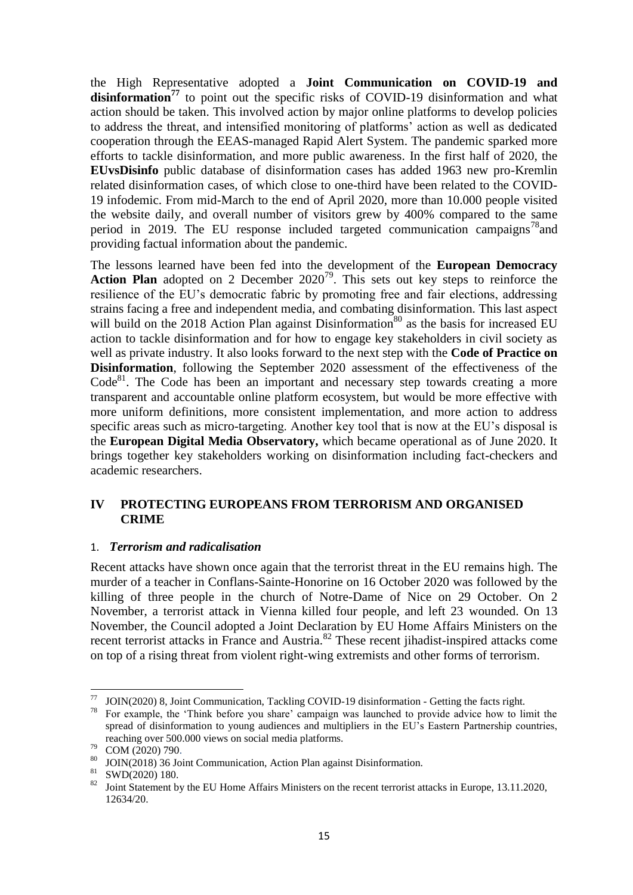the High Representative adopted a **Joint Communication on COVID-19 and disinformation**[77] to point out the specific risks of COVID-19 disinformation and what action should be taken. This involved action by major online platforms to develop policies to address the threat, and intensified monitoring of platforms' action as well as dedicated cooperation through the EEAS-managed Rapid Alert System. The pandemic sparked more efforts to tackle disinformation, and more public awareness. In the first half of 2020, the **EUvsDisinfo** public database of disinformation cases has added 1963 new pro-Kremlin related disinformation cases, of which close to one-third have been related to the COVID-19 infodemic. From mid-March to the end of April 2020, more than 10.000 people visited the website daily, and overall number of visitors grew by 400% compared to the same period in 2019. The EU response included targeted communication campaigns[78] and providing factual information about the pandemic.

The lessons learned have been fed into the development of the **European Democracy Action Plan** adopted on 2 December 2020[79]. This sets out key steps to reinforce the resilience of the EU's democratic fabric by promoting free and fair elections, addressing strains facing a free and independent media, and combating disinformation. This last aspect will build on the 2018 Action Plan against Disinformation[80] as the basis for increased EU action to tackle disinformation and for how to engage key stakeholders in civil society as well as private industry. It also looks forward to the next step with the **Code of Practice on Disinformation**, following the September 2020 assessment of the effectiveness of the Code[81]. The Code has been an important and necessary step towards creating a more transparent and accountable online platform ecosystem, but would be more effective with more uniform definitions, more consistent implementation, and more action to address specific areas such as micro-targeting. Another key tool that is now at the EU's disposal is the **European Digital Media Observatory,** which became operational as of June 2020. It brings together key stakeholders working on disinformation including fact-checkers and academic researchers.

## IV PROTECTING EUROPEANS FROM TERRORISM AND ORGANISED CRIME

### 1. *Terrorism and radicalisation*

Recent attacks have shown once again that the terrorist threat in the EU remains high. The murder of a teacher in Conflans-Sainte-Honorine on 16 October 2020 was followed by the killing of three people in the church of Notre-Dame of Nice on 29 October. On 2 November, a terrorist attack in Vienna killed four people, and left 23 wounded. On 13 November, the Council adopted a Joint Declaration by EU Home Affairs Ministers on the recent terrorist attacks in France and Austria.[82] These recent jihadist-inspired attacks come on top of a rising threat from violent right-wing extremists and other forms of terrorism.

---

[77] JOIN(2020) 8, Joint Communication, Tackling COVID-19 disinformation - Getting the facts right.

[78] For example, the 'Think before you share' campaign was launched to provide advice how to limit the spread of disinformation to young audiences and multipliers in the EU's Eastern Partnership countries, reaching over 500.000 views on social media platforms.

[79] COM (2020) 790.

[80] JOIN(2018) 36 Joint Communication, Action Plan against Disinformation.

[81] SWD(2020) 180.

[82] Joint Statement by the EU Home Affairs Ministers on the recent terrorist attacks in Europe, 13.11.2020, 12634/20.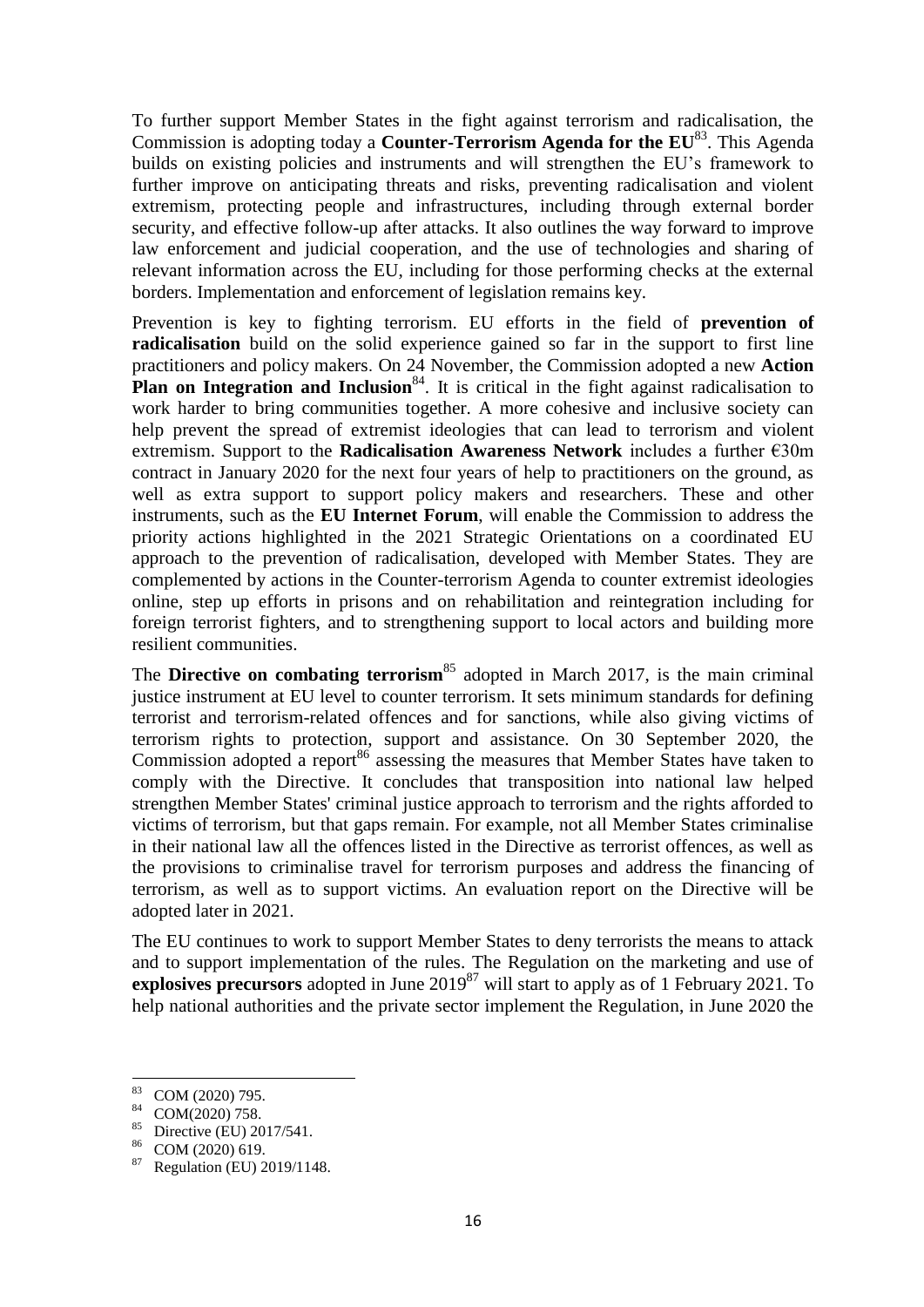To further support Member States in the fight against terrorism and radicalisation, the Commission is adopting today a **Counter-Terrorism Agenda for the EU**[83]. This Agenda builds on existing policies and instruments and will strengthen the EU's framework to further improve on anticipating threats and risks, preventing radicalisation and violent extremism, protecting people and infrastructures, including through external border security, and effective follow-up after attacks. It also outlines the way forward to improve law enforcement and judicial cooperation, and the use of technologies and sharing of relevant information across the EU, including for those performing checks at the external borders. Implementation and enforcement of legislation remains key.

Prevention is key to fighting terrorism. EU efforts in the field of **prevention of radicalisation** build on the solid experience gained so far in the support to first line practitioners and policy makers. On 24 November, the Commission adopted a new **Action Plan on Integration and Inclusion**[84]. It is critical in the fight against radicalisation to work harder to bring communities together. A more cohesive and inclusive society can help prevent the spread of extremist ideologies that can lead to terrorism and violent extremism. Support to the **Radicalisation Awareness Network** includes a further €30m contract in January 2020 for the next four years of help to practitioners on the ground, as well as extra support to support policy makers and researchers. These and other instruments, such as the **EU Internet Forum**, will enable the Commission to address the priority actions highlighted in the 2021 Strategic Orientations on a coordinated EU approach to the prevention of radicalisation, developed with Member States. They are complemented by actions in the Counter-terrorism Agenda to counter extremist ideologies online, step up efforts in prisons and on rehabilitation and reintegration including for foreign terrorist fighters, and to strengthening support to local actors and building more resilient communities.

The **Directive on combating terrorism**[85] adopted in March 2017, is the main criminal justice instrument at EU level to counter terrorism. It sets minimum standards for defining terrorist and terrorism-related offences and for sanctions, while also giving victims of terrorism rights to protection, support and assistance. On 30 September 2020, the Commission adopted a report[86] assessing the measures that Member States have taken to comply with the Directive. It concludes that transposition into national law helped strengthen Member States' criminal justice approach to terrorism and the rights afforded to victims of terrorism, but that gaps remain. For example, not all Member States criminalise in their national law all the offences listed in the Directive as terrorist offences, as well as the provisions to criminalise travel for terrorism purposes and address the financing of terrorism, as well as to support victims. An evaluation report on the Directive will be adopted later in 2021.

The EU continues to work to support Member States to deny terrorists the means to attack and to support implementation of the rules. The Regulation on the marketing and use of **explosives precursors** adopted in June 2019[87] will start to apply as of 1 February 2021. To help national authorities and the private sector implement the Regulation, in June 2020 the

[83] COM (2020) 795.

[84] COM(2020) 758.

[85] Directive (EU) 2017/541.

[86] COM (2020) 619.

[87] Regulation (EU) 2019/1148.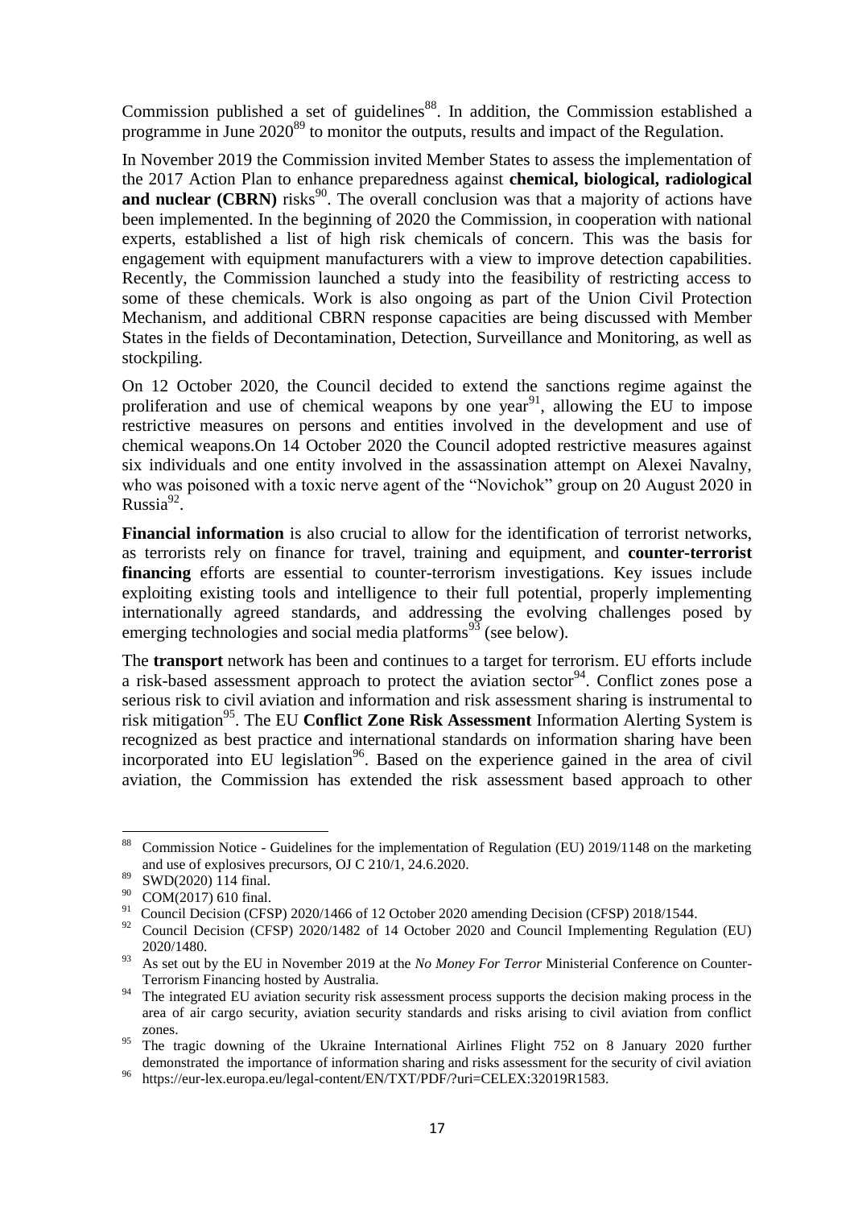Commission published a set of guidelines[88]. In addition, the Commission established a programme in June 2020[89] to monitor the outputs, results and impact of the Regulation.

In November 2019 the Commission invited Member States to assess the implementation of the 2017 Action Plan to enhance preparedness against **chemical, biological, radiological and nuclear (CBRN)** risks[90]. The overall conclusion was that a majority of actions have been implemented. In the beginning of 2020 the Commission, in cooperation with national experts, established a list of high risk chemicals of concern. This was the basis for engagement with equipment manufacturers with a view to improve detection capabilities. Recently, the Commission launched a study into the feasibility of restricting access to some of these chemicals. Work is also ongoing as part of the Union Civil Protection Mechanism, and additional CBRN response capacities are being discussed with Member States in the fields of Decontamination, Detection, Surveillance and Monitoring, as well as stockpiling.

On 12 October 2020, the Council decided to extend the sanctions regime against the proliferation and use of chemical weapons by one year[91], allowing the EU to impose restrictive measures on persons and entities involved in the development and use of chemical weapons.On 14 October 2020 the Council adopted restrictive measures against six individuals and one entity involved in the assassination attempt on Alexei Navalny, who was poisoned with a toxic nerve agent of the "Novichok" group on 20 August 2020 in Russia[92].

**Financial information** is also crucial to allow for the identification of terrorist networks, as terrorists rely on finance for travel, training and equipment, and **counter-terrorist financing** efforts are essential to counter-terrorism investigations. Key issues include exploiting existing tools and intelligence to their full potential, properly implementing internationally agreed standards, and addressing the evolving challenges posed by emerging technologies and social media platforms[93] (see below).

The **transport** network has been and continues to a target for terrorism. EU efforts include a risk-based assessment approach to protect the aviation sector[94]. Conflict zones pose a serious risk to civil aviation and information and risk assessment sharing is instrumental to risk mitigation[95]. The EU **Conflict Zone Risk Assessment** Information Alerting System is recognized as best practice and international standards on information sharing have been incorporated into EU legislation[96]. Based on the experience gained in the area of civil aviation, the Commission has extended the risk assessment based approach to other

---

[88] Commission Notice - Guidelines for the implementation of Regulation (EU) 2019/1148 on the marketing and use of explosives precursors, OJ C 210/1, 24.6.2020.

[89] SWD(2020) 114 final.

[90] COM(2017) 610 final.

[91] Council Decision (CFSP) 2020/1466 of 12 October 2020 amending Decision (CFSP) 2018/1544.

[92] Council Decision (CFSP) 2020/1482 of 14 October 2020 and Council Implementing Regulation (EU) 2020/1480.

[93] As set out by the EU in November 2019 at the *No Money For Terror* Ministerial Conference on Counter-Terrorism Financing hosted by Australia.

[94] The integrated EU aviation security risk assessment process supports the decision making process in the area of air cargo security, aviation security standards and risks arising to civil aviation from conflict zones.

[95] The tragic downing of the Ukraine International Airlines Flight 752 on 8 January 2020 further demonstrated the importance of information sharing and risks assessment for the security of civil aviation

[96] https://eur-lex.europa.eu/legal-content/EN/TXT/PDF/?uri=CELEX:32019R1583.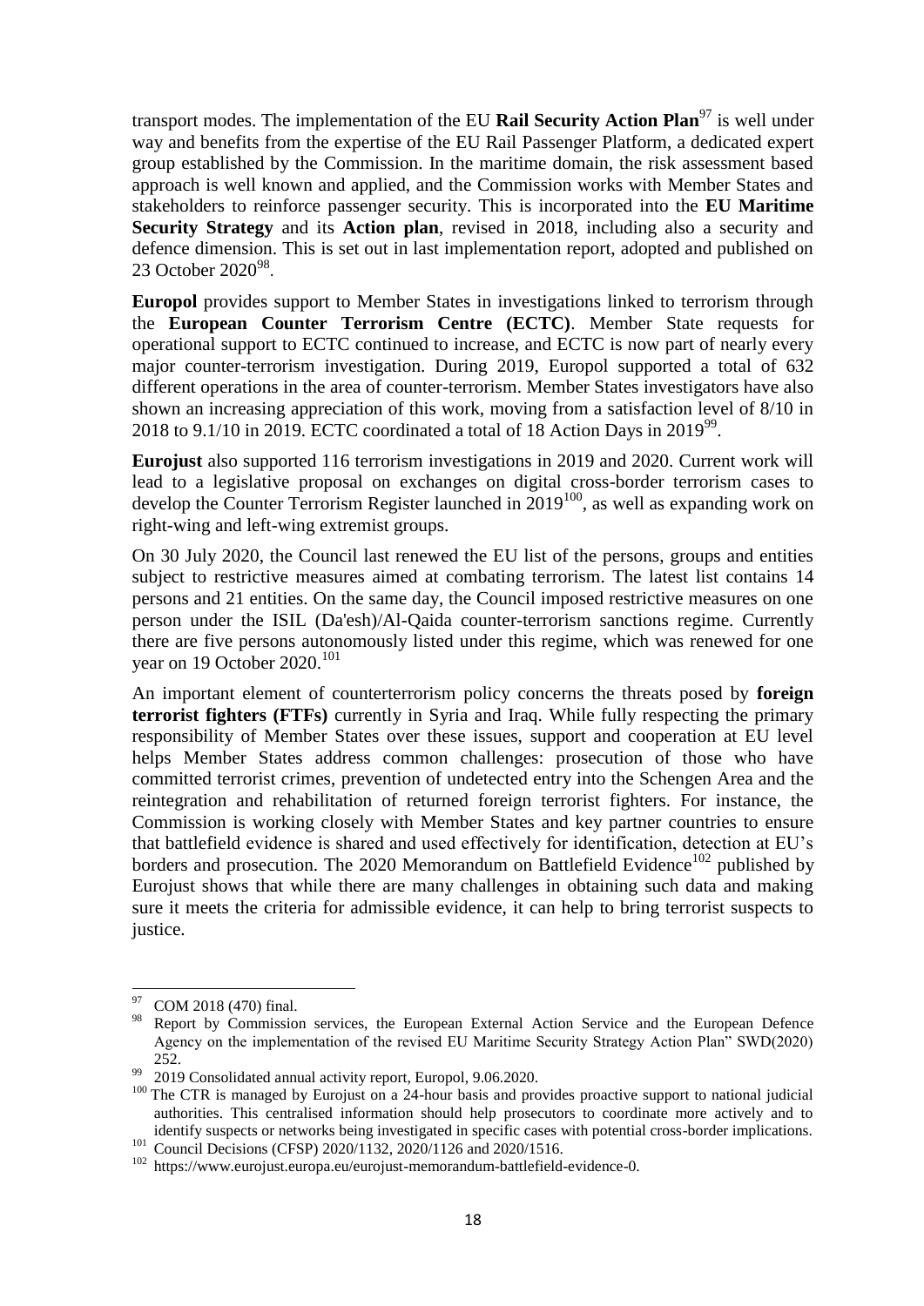transport modes. The implementation of the EU **Rail Security Action Plan**[97] is well under way and benefits from the expertise of the EU Rail Passenger Platform, a dedicated expert group established by the Commission. In the maritime domain, the risk assessment based approach is well known and applied, and the Commission works with Member States and stakeholders to reinforce passenger security. This is incorporated into the **EU Maritime Security Strategy** and its **Action plan**, revised in 2018, including also a security and defence dimension. This is set out in last implementation report, adopted and published on 23 October 2020[98].

**Europol** provides support to Member States in investigations linked to terrorism through the **European Counter Terrorism Centre (ECTC)**. Member State requests for operational support to ECTC continued to increase, and ECTC is now part of nearly every major counter-terrorism investigation. During 2019, Europol supported a total of 632 different operations in the area of counter-terrorism. Member States investigators have also shown an increasing appreciation of this work, moving from a satisfaction level of 8/10 in 2018 to 9.1/10 in 2019. ECTC coordinated a total of 18 Action Days in 2019[99].

**Eurojust** also supported 116 terrorism investigations in 2019 and 2020. Current work will lead to a legislative proposal on exchanges on digital cross-border terrorism cases to develop the Counter Terrorism Register launched in 2019[100], as well as expanding work on right-wing and left-wing extremist groups.

On 30 July 2020, the Council last renewed the EU list of the persons, groups and entities subject to restrictive measures aimed at combating terrorism. The latest list contains 14 persons and 21 entities. On the same day, the Council imposed restrictive measures on one person under the ISIL (Da'esh)/Al-Qaida counter-terrorism sanctions regime. Currently there are five persons autonomously listed under this regime, which was renewed for one year on 19 October 2020.[101]

An important element of counterterrorism policy concerns the threats posed by **foreign terrorist fighters (FTFs)** currently in Syria and Iraq. While fully respecting the primary responsibility of Member States over these issues, support and cooperation at EU level helps Member States address common challenges: prosecution of those who have committed terrorist crimes, prevention of undetected entry into the Schengen Area and the reintegration and rehabilitation of returned foreign terrorist fighters. For instance, the Commission is working closely with Member States and key partner countries to ensure that battlefield evidence is shared and used effectively for identification, detection at EU's borders and prosecution. The 2020 Memorandum on Battlefield Evidence[102] published by Eurojust shows that while there are many challenges in obtaining such data and making sure it meets the criteria for admissible evidence, it can help to bring terrorist suspects to justice.

---

[97] COM 2018 (470) final.

[98] Report by Commission services, the European External Action Service and the European Defence Agency on the implementation of the revised EU Maritime Security Strategy Action Plan" SWD(2020) 252.

[99] 2019 Consolidated annual activity report, Europol, 9.06.2020.

[100] The CTR is managed by Eurojust on a 24-hour basis and provides proactive support to national judicial authorities. This centralised information should help prosecutors to coordinate more actively and to identify suspects or networks being investigated in specific cases with potential cross-border implications.

[101] Council Decisions (CFSP) 2020/1132, 2020/1126 and 2020/1516.

[102] https://www.eurojust.europa.eu/eurojust-memorandum-battlefield-evidence-0.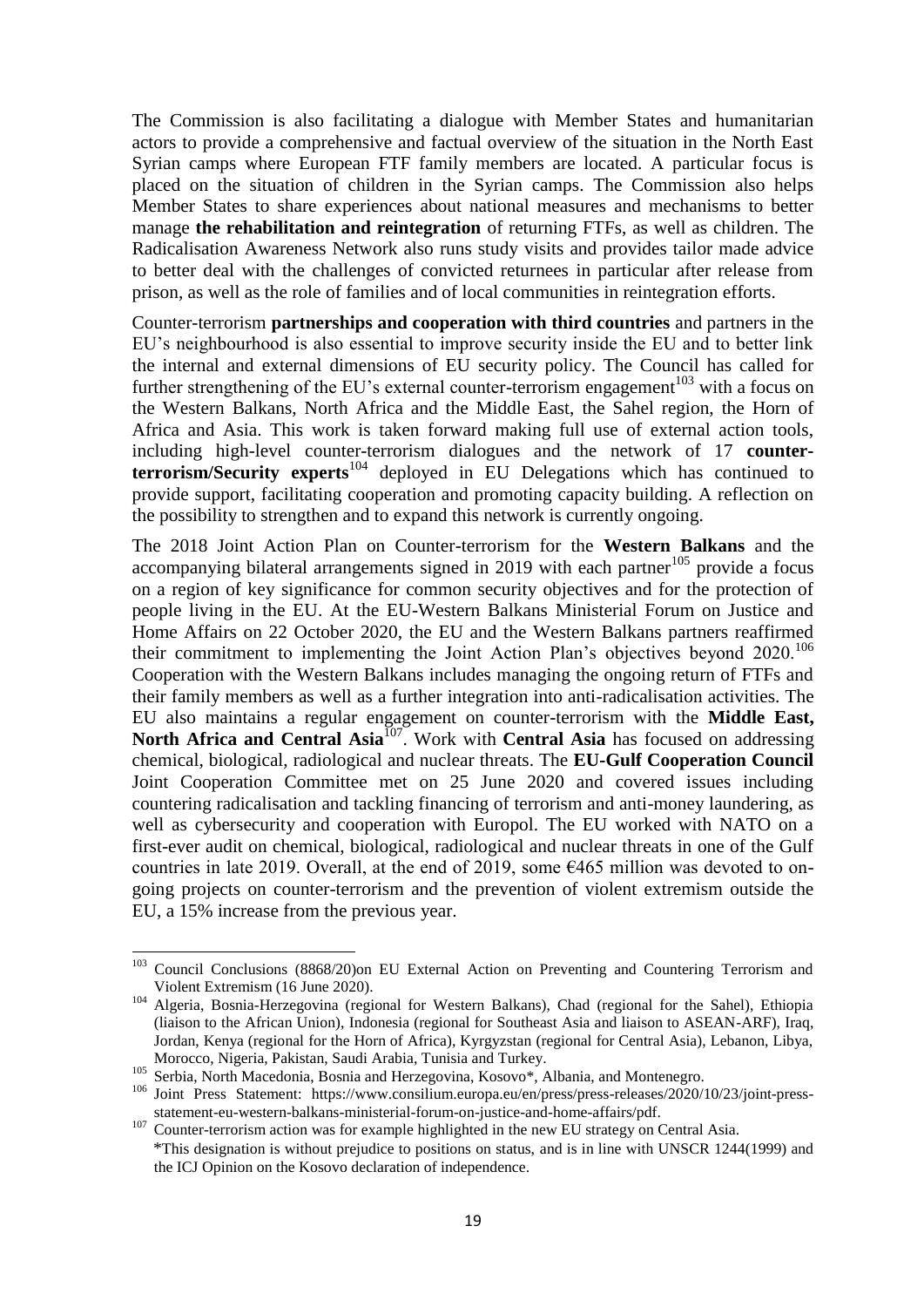The Commission is also facilitating a dialogue with Member States and humanitarian actors to provide a comprehensive and factual overview of the situation in the North East Syrian camps where European FTF family members are located. A particular focus is placed on the situation of children in the Syrian camps. The Commission also helps Member States to share experiences about national measures and mechanisms to better manage **the rehabilitation and reintegration** of returning FTFs, as well as children. The Radicalisation Awareness Network also runs study visits and provides tailor made advice to better deal with the challenges of convicted returnees in particular after release from prison, as well as the role of families and of local communities in reintegration efforts.

Counter-terrorism **partnerships and cooperation with third countries** and partners in the EU's neighbourhood is also essential to improve security inside the EU and to better link the internal and external dimensions of EU security policy. The Council has called for further strengthening of the EU's external counter-terrorism engagement[103] with a focus on the Western Balkans, North Africa and the Middle East, the Sahel region, the Horn of Africa and Asia. This work is taken forward making full use of external action tools, including high-level counter-terrorism dialogues and the network of 17 **counter-terrorism/Security experts**[104] deployed in EU Delegations which has continued to provide support, facilitating cooperation and promoting capacity building. A reflection on the possibility to strengthen and to expand this network is currently ongoing.

The 2018 Joint Action Plan on Counter-terrorism for the **Western Balkans** and the accompanying bilateral arrangements signed in 2019 with each partner[105] provide a focus on a region of key significance for common security objectives and for the protection of people living in the EU. At the EU-Western Balkans Ministerial Forum on Justice and Home Affairs on 22 October 2020, the EU and the Western Balkans partners reaffirmed their commitment to implementing the Joint Action Plan's objectives beyond 2020.[106] Cooperation with the Western Balkans includes managing the ongoing return of FTFs and their family members as well as a further integration into anti-radicalisation activities. The EU also maintains a regular engagement on counter-terrorism with the **Middle East, North Africa and Central Asia**[107]. Work with **Central Asia** has focused on addressing chemical, biological, radiological and nuclear threats. The **EU-Gulf Cooperation Council** Joint Cooperation Committee met on 25 June 2020 and covered issues including countering radicalisation and tackling financing of terrorism and anti-money laundering, as well as cybersecurity and cooperation with Europol. The EU worked with NATO on a first-ever audit on chemical, biological, radiological and nuclear threats in one of the Gulf countries in late 2019. Overall, at the end of 2019, some €465 million was devoted to on-going projects on counter-terrorism and the prevention of violent extremism outside the EU, a 15% increase from the previous year.

---

[103] Council Conclusions (8868/20)on EU External Action on Preventing and Countering Terrorism and Violent Extremism (16 June 2020).

[104] Algeria, Bosnia-Herzegovina (regional for Western Balkans), Chad (regional for the Sahel), Ethiopia (liaison to the African Union), Indonesia (regional for Southeast Asia and liaison to ASEAN-ARF), Iraq, Jordan, Kenya (regional for the Horn of Africa), Kyrgyzstan (regional for Central Asia), Lebanon, Libya, Morocco, Nigeria, Pakistan, Saudi Arabia, Tunisia and Turkey.

[105] Serbia, North Macedonia, Bosnia and Herzegovina, Kosovo*, Albania, and Montenegro.

[106] Joint Press Statement: https://www.consilium.europa.eu/en/press/press-releases/2020/10/23/joint-press-statement-eu-western-balkans-ministerial-forum-on-justice-and-home-affairs/pdf.

[107] Counter-terrorism action was for example highlighted in the new EU strategy on Central Asia.

*This designation is without prejudice to positions on status, and is in line with UNSCR 1244(1999) and the ICJ Opinion on the Kosovo declaration of independence.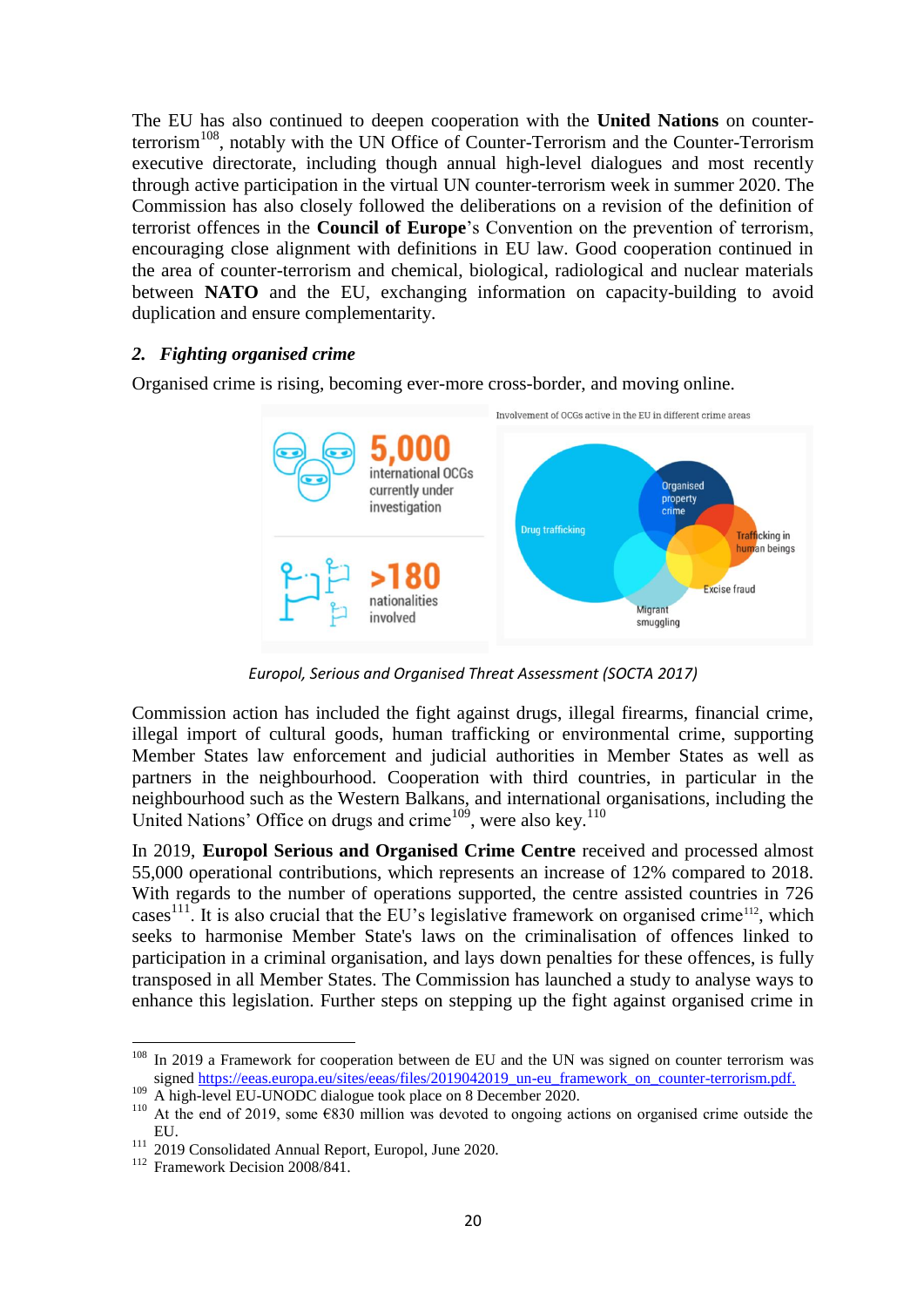The EU has also continued to deepen cooperation with the **United Nations** on counter-terrorism[108], notably with the UN Office of Counter-Terrorism and the Counter-Terrorism executive directorate, including though annual high-level dialogues and most recently through active participation in the virtual UN counter-terrorism week in summer 2020. The Commission has also closely followed the deliberations on a revision of the definition of terrorist offences in the **Council of Europe**'s Convention on the prevention of terrorism, encouraging close alignment with definitions in EU law. Good cooperation continued in the area of counter-terrorism and chemical, biological, radiological and nuclear materials between **NATO** and the EU, exchanging information on capacity-building to avoid duplication and ensure complementarity.

### *2. Fighting organised crime*

Organised crime is rising, becoming ever-more cross-border, and moving online.

**5,000** international OCGs currently under investigation

**>180** nationalities involved

Involvement of OCGs active in the EU in different crime areas

Drug trafficking; Organised property crime; Trafficking in human beings; Excise fraud; Migrant smuggling

*Europol, Serious and Organised Threat Assessment (SOCTA 2017)*

Commission action has included the fight against drugs, illegal firearms, financial crime, illegal import of cultural goods, human trafficking or environmental crime, supporting Member States law enforcement and judicial authorities in Member States as well as partners in the neighbourhood. Cooperation with third countries, in particular in the neighbourhood such as the Western Balkans, and international organisations, including the United Nations' Office on drugs and crime[109], were also key.[110]

In 2019, **Europol Serious and Organised Crime Centre** received and processed almost 55,000 operational contributions, which represents an increase of 12% compared to 2018. With regards to the number of operations supported, the centre assisted countries in 726 cases[111]. It is also crucial that the EU's legislative framework on organised crime[112], which seeks to harmonise Member State's laws on the criminalisation of offences linked to participation in a criminal organisation, and lays down penalties for these offences, is fully transposed in all Member States. The Commission has launched a study to analyse ways to enhance this legislation. Further steps on stepping up the fight against organised crime in

---

[108] In 2019 a Framework for cooperation between de EU and the UN was signed on counter terrorism was signed https://eeas.europa.eu/sites/eeas/files/2019042019_un-eu_framework_on_counter-terrorism.pdf.

[109] A high-level EU-UNODC dialogue took place on 8 December 2020.

[110] At the end of 2019, some €830 million was devoted to ongoing actions on organised crime outside the EU.

[111] 2019 Consolidated Annual Report, Europol, June 2020.

[112] Framework Decision 2008/841.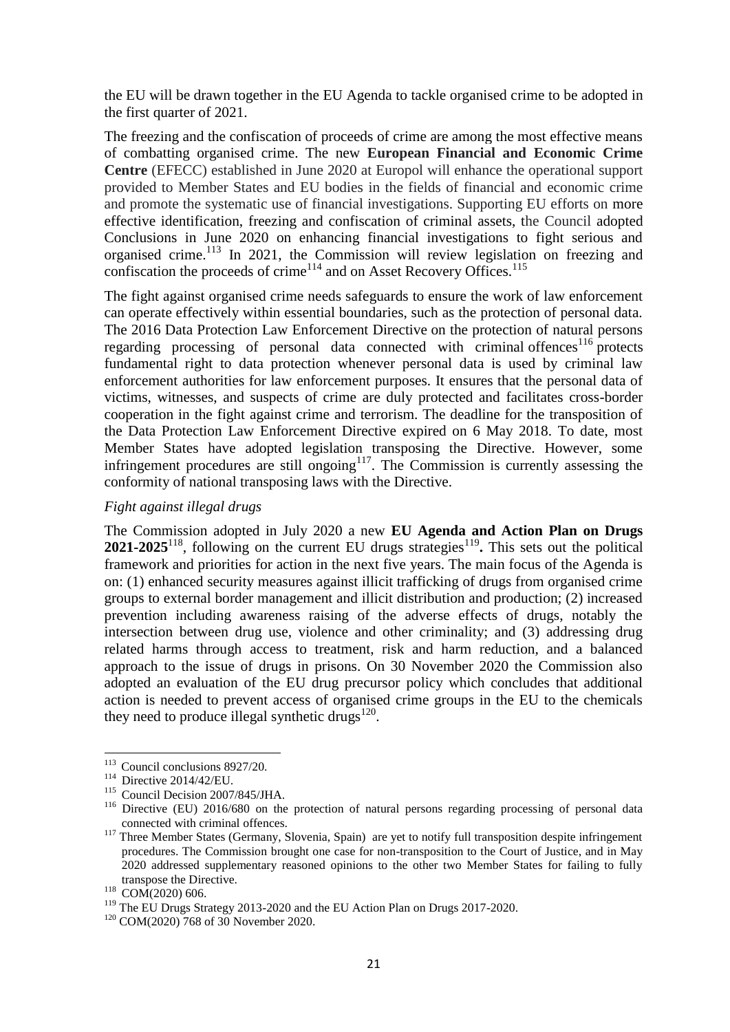the EU will be drawn together in the EU Agenda to tackle organised crime to be adopted in the first quarter of 2021.

The freezing and the confiscation of proceeds of crime are among the most effective means of combatting organised crime. The new **European Financial and Economic Crime Centre** (EFECC) established in June 2020 at Europol will enhance the operational support provided to Member States and EU bodies in the fields of financial and economic crime and promote the systematic use of financial investigations. Supporting EU efforts on more effective identification, freezing and confiscation of criminal assets, the Council adopted Conclusions in June 2020 on enhancing financial investigations to fight serious and organised crime.[113] In 2021, the Commission will review legislation on freezing and confiscation the proceeds of crime[114] and on Asset Recovery Offices.[115]

The fight against organised crime needs safeguards to ensure the work of law enforcement can operate effectively within essential boundaries, such as the protection of personal data. The 2016 Data Protection Law Enforcement Directive on the protection of natural persons regarding processing of personal data connected with criminal offences[116] protects fundamental right to data protection whenever personal data is used by criminal law enforcement authorities for law enforcement purposes. It ensures that the personal data of victims, witnesses, and suspects of crime are duly protected and facilitates cross-border cooperation in the fight against crime and terrorism. The deadline for the transposition of the Data Protection Law Enforcement Directive expired on 6 May 2018. To date, most Member States have adopted legislation transposing the Directive. However, some infringement procedures are still ongoing[117]. The Commission is currently assessing the conformity of national transposing laws with the Directive.

*Fight against illegal drugs*

The Commission adopted in July 2020 a new **EU Agenda and Action Plan on Drugs 2021-2025**[118], following on the current EU drugs strategies[119]**.** This sets out the political framework and priorities for action in the next five years. The main focus of the Agenda is on: (1) enhanced security measures against illicit trafficking of drugs from organised crime groups to external border management and illicit distribution and production; (2) increased prevention including awareness raising of the adverse effects of drugs, notably the intersection between drug use, violence and other criminality; and (3) addressing drug related harms through access to treatment, risk and harm reduction, and a balanced approach to the issue of drugs in prisons. On 30 November 2020 the Commission also adopted an evaluation of the EU drug precursor policy which concludes that additional action is needed to prevent access of organised crime groups in the EU to the chemicals they need to produce illegal synthetic drugs[120].

---

[113] Council conclusions 8927/20.

[114] Directive 2014/42/EU.

[115] Council Decision 2007/845/JHA.

[116] Directive (EU) 2016/680 on the protection of natural persons regarding processing of personal data connected with criminal offences.

[117] Three Member States (Germany, Slovenia, Spain) are yet to notify full transposition despite infringement procedures. The Commission brought one case for non-transposition to the Court of Justice, and in May 2020 addressed supplementary reasoned opinions to the other two Member States for failing to fully transpose the Directive.

[118] COM(2020) 606.

[119] The EU Drugs Strategy 2013-2020 and the EU Action Plan on Drugs 2017-2020.

[120] COM(2020) 768 of 30 November 2020.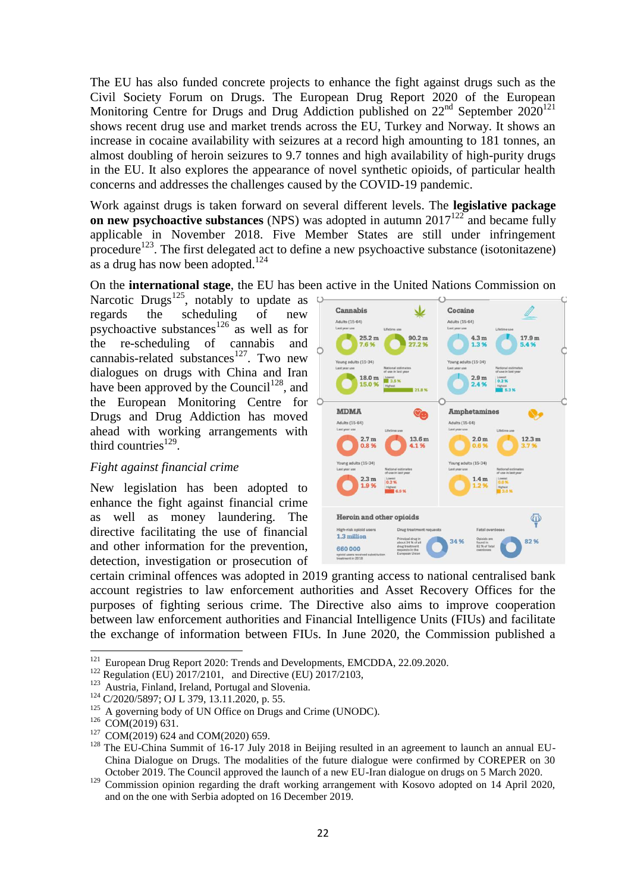The EU has also funded concrete projects to enhance the fight against drugs such as the Civil Society Forum on Drugs. The European Drug Report 2020 of the European Monitoring Centre for Drugs and Drug Addiction published on 22nd September 2020[121] shows recent drug use and market trends across the EU, Turkey and Norway. It shows an increase in cocaine availability with seizures at a record high amounting to 181 tonnes, an almost doubling of heroin seizures to 9.7 tonnes and high availability of high-purity drugs in the EU. It also explores the appearance of novel synthetic opioids, of particular health concerns and addresses the challenges caused by the COVID-19 pandemic.

Work against drugs is taken forward on several different levels. The **legislative package on new psychoactive substances** (NPS) was adopted in autumn 2017[122] and became fully applicable in November 2018. Five Member States are still under infringement procedure[123]. The first delegated act to define a new psychoactive substance (isotonitazene) as a drug has now been adopted.[124]

On the **international stage**, the EU has been active in the United Nations Commission on Narcotic Drugs[125], notably to update as regards the scheduling of new psychoactive substances[126] as well as for the re-scheduling of cannabis and cannabis-related substances[127]. Two new dialogues on drugs with China and Iran have been approved by the Council[128], and the European Monitoring Centre for Drugs and Drug Addiction has moved ahead with working arrangements with third countries[129].

*Fight against financial crime*

New legislation has been adopted to enhance the fight against financial crime as well as money laundering. The directive facilitating the use of financial and other information for the prevention, detection, investigation or prosecution of certain criminal offences was adopted in 2019 granting access to national centralised bank account registries to law enforcement authorities and Asset Recovery Offices for the purposes of fighting serious crime. The Directive also aims to improve cooperation between law enforcement authorities and Financial Intelligence Units (FIUs) and facilitate the exchange of information between FIUs. In June 2020, the Commission published a

---

[121] European Drug Report 2020: Trends and Developments, EMCDDA, 22.09.2020.

[122] Regulation (EU) 2017/2101, and Directive (EU) 2017/2103,

[123] Austria, Finland, Ireland, Portugal and Slovenia.

[124] C/2020/5897; OJ L 379, 13.11.2020, p. 55.

[125] A governing body of UN Office on Drugs and Crime (UNODC).

[126] COM(2019) 631.

[127] COM(2019) 624 and COM(2020) 659.

[128] The EU-China Summit of 16-17 July 2018 in Beijing resulted in an agreement to launch an annual EU-China Dialogue on Drugs. The modalities of the future dialogue were confirmed by COREPER on 30 October 2019. The Council approved the launch of a new EU-Iran dialogue on drugs on 5 March 2020.

[129] Commission opinion regarding the draft working arrangement with Kosovo adopted on 14 April 2020, and on the one with Serbia adopted on 16 December 2019.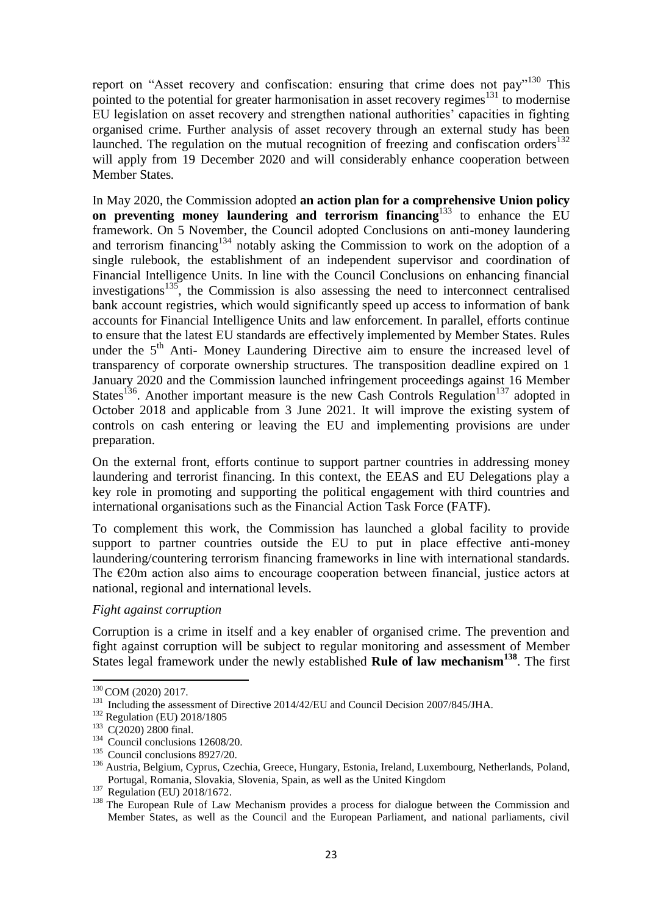report on "Asset recovery and confiscation: ensuring that crime does not pay"[130] This pointed to the potential for greater harmonisation in asset recovery regimes[131] to modernise EU legislation on asset recovery and strengthen national authorities' capacities in fighting organised crime. Further analysis of asset recovery through an external study has been launched. The regulation on the mutual recognition of freezing and confiscation orders[132] will apply from 19 December 2020 and will considerably enhance cooperation between Member States.

In May 2020, the Commission adopted **an action plan for a comprehensive Union policy on preventing money laundering and terrorism financing**[133] to enhance the EU framework. On 5 November, the Council adopted Conclusions on anti-money laundering and terrorism financing[134] notably asking the Commission to work on the adoption of a single rulebook, the establishment of an independent supervisor and coordination of Financial Intelligence Units. In line with the Council Conclusions on enhancing financial investigations[135], the Commission is also assessing the need to interconnect centralised bank account registries, which would significantly speed up access to information of bank accounts for Financial Intelligence Units and law enforcement. In parallel, efforts continue to ensure that the latest EU standards are effectively implemented by Member States. Rules under the 5th Anti- Money Laundering Directive aim to ensure the increased level of transparency of corporate ownership structures. The transposition deadline expired on 1 January 2020 and the Commission launched infringement proceedings against 16 Member States[136]. Another important measure is the new Cash Controls Regulation[137] adopted in October 2018 and applicable from 3 June 2021. It will improve the existing system of controls on cash entering or leaving the EU and implementing provisions are under preparation.

On the external front, efforts continue to support partner countries in addressing money laundering and terrorist financing. In this context, the EEAS and EU Delegations play a key role in promoting and supporting the political engagement with third countries and international organisations such as the Financial Action Task Force (FATF).

To complement this work, the Commission has launched a global facility to provide support to partner countries outside the EU to put in place effective anti-money laundering/countering terrorism financing frameworks in line with international standards. The €20m action also aims to encourage cooperation between financial, justice actors at national, regional and international levels.

*Fight against corruption*

Corruption is a crime in itself and a key enabler of organised crime. The prevention and fight against corruption will be subject to regular monitoring and assessment of Member States legal framework under the newly established **Rule of law mechanism**[138]. The first

---

[130] COM (2020) 2017.

[131] Including the assessment of Directive 2014/42/EU and Council Decision 2007/845/JHA.

[132] Regulation (EU) 2018/1805

[133] C(2020) 2800 final.

[134] Council conclusions 12608/20.

[135] Council conclusions 8927/20.

[136] Austria, Belgium, Cyprus, Czechia, Greece, Hungary, Estonia, Ireland, Luxembourg, Netherlands, Poland, Portugal, Romania, Slovakia, Slovenia, Spain, as well as the United Kingdom

[137] Regulation (EU) 2018/1672.

[138] The European Rule of Law Mechanism provides a process for dialogue between the Commission and Member States, as well as the Council and the European Parliament, and national parliaments, civil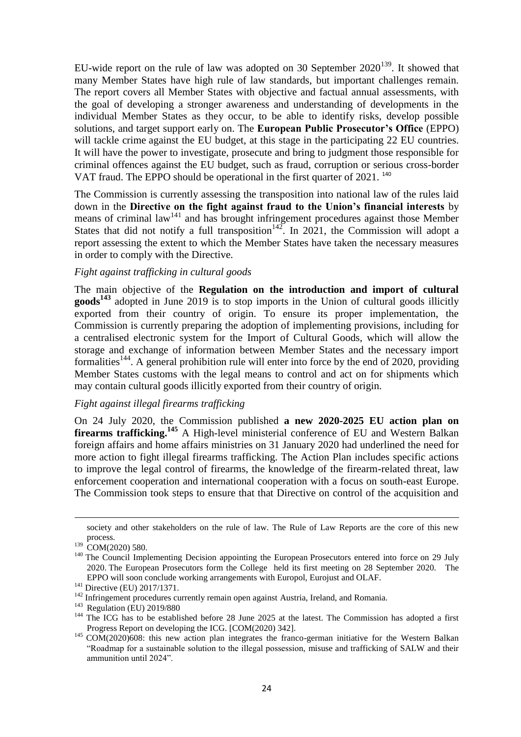EU-wide report on the rule of law was adopted on 30 September 2020[139]. It showed that many Member States have high rule of law standards, but important challenges remain. The report covers all Member States with objective and factual annual assessments, with the goal of developing a stronger awareness and understanding of developments in the individual Member States as they occur, to be able to identify risks, develop possible solutions, and target support early on. The **European Public Prosecutor's Office** (EPPO) will tackle crime against the EU budget, at this stage in the participating 22 EU countries. It will have the power to investigate, prosecute and bring to judgment those responsible for criminal offences against the EU budget, such as fraud, corruption or serious cross-border VAT fraud. The EPPO should be operational in the first quarter of 2021. [140]

The Commission is currently assessing the transposition into national law of the rules laid down in the **Directive on the fight against fraud to the Union's financial interests** by means of criminal law[141] and has brought infringement procedures against those Member States that did not notify a full transposition[142]. In 2021, the Commission will adopt a report assessing the extent to which the Member States have taken the necessary measures in order to comply with the Directive.

*Fight against trafficking in cultural goods*

The main objective of the **Regulation on the introduction and import of cultural goods**[143] adopted in June 2019 is to stop imports in the Union of cultural goods illicitly exported from their country of origin. To ensure its proper implementation, the Commission is currently preparing the adoption of implementing provisions, including for a centralised electronic system for the Import of Cultural Goods, which will allow the storage and exchange of information between Member States and the necessary import formalities[144]. A general prohibition rule will enter into force by the end of 2020, providing Member States customs with the legal means to control and act on for shipments which may contain cultural goods illicitly exported from their country of origin.

*Fight against illegal firearms trafficking*

On 24 July 2020, the Commission published **a new 2020-2025 EU action plan on firearms trafficking.**[145] A High-level ministerial conference of EU and Western Balkan foreign affairs and home affairs ministries on 31 January 2020 had underlined the need for more action to fight illegal firearms trafficking. The Action Plan includes specific actions to improve the legal control of firearms, the knowledge of the firearm-related threat, law enforcement cooperation and international cooperation with a focus on south-east Europe. The Commission took steps to ensure that that Directive on control of the acquisition and

---

society and other stakeholders on the rule of law. The Rule of Law Reports are the core of this new process.

[139] COM(2020) 580.

[140] The Council Implementing Decision appointing the European Prosecutors entered into force on 29 July 2020. The European Prosecutors form the College held its first meeting on 28 September 2020. The EPPO will soon conclude working arrangements with Europol, Eurojust and OLAF.

[141] Directive (EU) 2017/1371.

[142] Infringement procedures currently remain open against Austria, Ireland, and Romania.

[143] Regulation (EU) 2019/880

[144] The ICG has to be established before 28 June 2025 at the latest. The Commission has adopted a first Progress Report on developing the ICG. [COM(2020) 342].

[145] COM(2020)608: this new action plan integrates the franco-german initiative for the Western Balkan "Roadmap for a sustainable solution to the illegal possession, misuse and trafficking of SALW and their ammunition until 2024".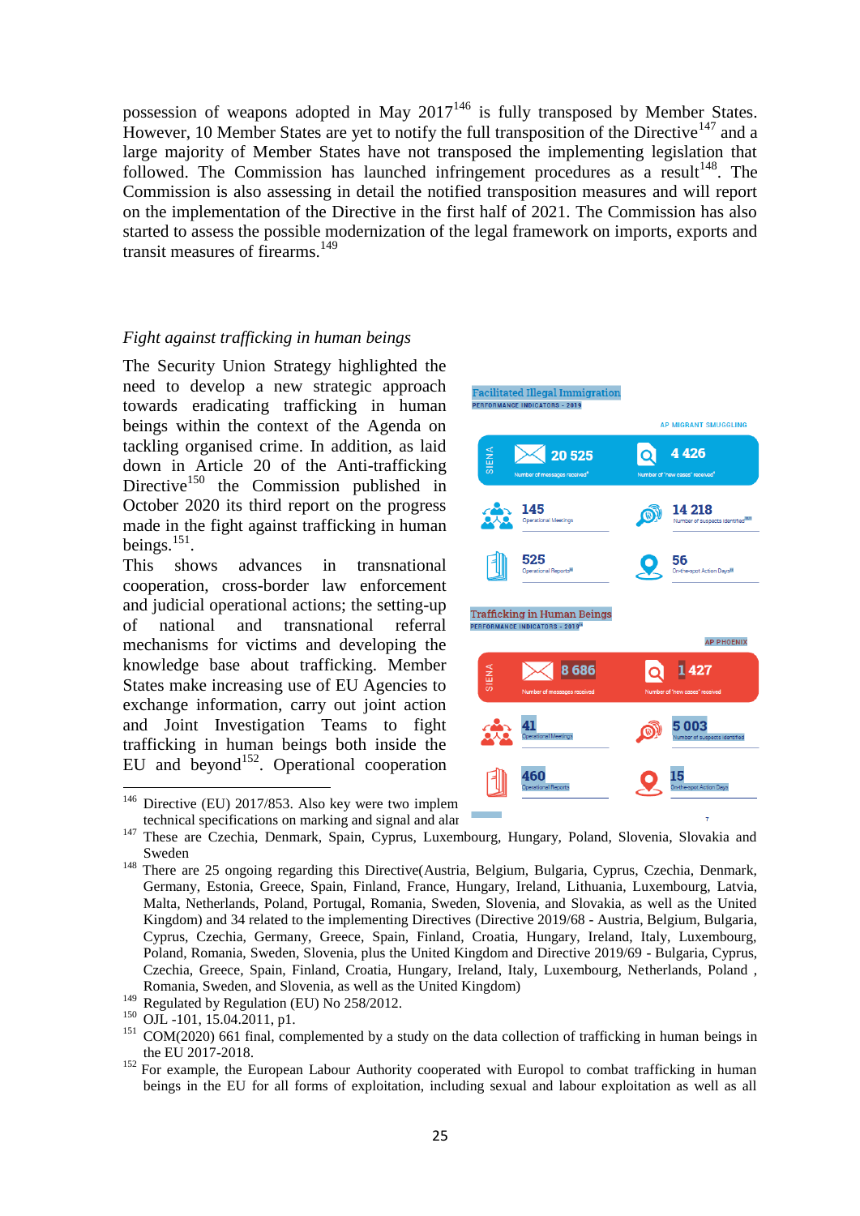possession of weapons adopted in May 2017[146] is fully transposed by Member States. However, 10 Member States are yet to notify the full transposition of the Directive[147] and a large majority of Member States have not transposed the implementing legislation that followed. The Commission has launched infringement procedures as a result[148]. The Commission is also assessing in detail the notified transposition measures and will report on the implementation of the Directive in the first half of 2021. The Commission has also started to assess the possible modernization of the legal framework on imports, exports and transit measures of firearms.[149]

*Fight against trafficking in human beings*

The Security Union Strategy highlighted the need to develop a new strategic approach towards eradicating trafficking in human beings within the context of the Agenda on tackling organised crime. In addition, as laid down in Article 20 of the Anti-trafficking Directive[150] the Commission published in October 2020 its third report on the progress made in the fight against trafficking in human beings.[151].

This shows advances in transnational cooperation, cross-border law enforcement and judicial operational actions; the setting-up of national and transnational referral mechanisms for victims and developing the knowledge base about trafficking. Member States make increasing use of EU Agencies to exchange information, carry out joint action and Joint Investigation Teams to fight trafficking in human beings both inside the EU and beyond[152]. Operational cooperation

**Facilitated Illegal Immigration**
PERFORMANCE INDICATORS - 2019

AP MIGRANT SMUGGLING

| Indicator | Value |
|---|---|
| SIENA – Number of messages received | 20 525 |
| SIENA – Number of "new cases" received | 4 426 |
| Operational Meetings | 145 |
| Number of suspects identified | 14 218 |
| Operational Reports | 525 |
| On-the-spot Action Days | 56 |

**Trafficking in Human Beings**
PERFORMANCE INDICATORS - 2019

AP PHOENIX

| Indicator | Value |
|---|---|
| SIENA – Number of messages received | 8 686 |
| SIENA – Number of "new cases" received | 1 427 |
| Operational Meetings | 41 |
| Number of suspects identified | 5 003 |
| Operational Reports | 460 |
| On-the-spot Action Days | 15 |

[146] Directive (EU) 2017/853. Also key were two implem technical specifications on marking and signal and alar

[147] These are Czechia, Denmark, Spain, Cyprus, Luxembourg, Hungary, Poland, Slovenia, Slovakia and Sweden

[148] There are 25 ongoing regarding this Directive(Austria, Belgium, Bulgaria, Cyprus, Czechia, Denmark, Germany, Estonia, Greece, Spain, Finland, France, Hungary, Ireland, Lithuania, Luxembourg, Latvia, Malta, Netherlands, Poland, Portugal, Romania, Sweden, Slovenia, and Slovakia, as well as the United Kingdom) and 34 related to the implementing Directives (Directive 2019/68 - Austria, Belgium, Bulgaria, Cyprus, Czechia, Germany, Greece, Spain, Finland, Croatia, Hungary, Ireland, Italy, Luxembourg, Poland, Romania, Sweden, Slovenia, plus the United Kingdom and Directive 2019/69 - Bulgaria, Cyprus, Czechia, Greece, Spain, Finland, Croatia, Hungary, Ireland, Italy, Luxembourg, Netherlands, Poland , Romania, Sweden, and Slovenia, as well as the United Kingdom)

[149] Regulated by Regulation (EU) No 258/2012.

[150] OJL -101, 15.04.2011, p1.

[151] COM(2020) 661 final, complemented by a study on the data collection of trafficking in human beings in the EU 2017-2018.

[152] For example, the European Labour Authority cooperated with Europol to combat trafficking in human beings in the EU for all forms of exploitation, including sexual and labour exploitation as well as all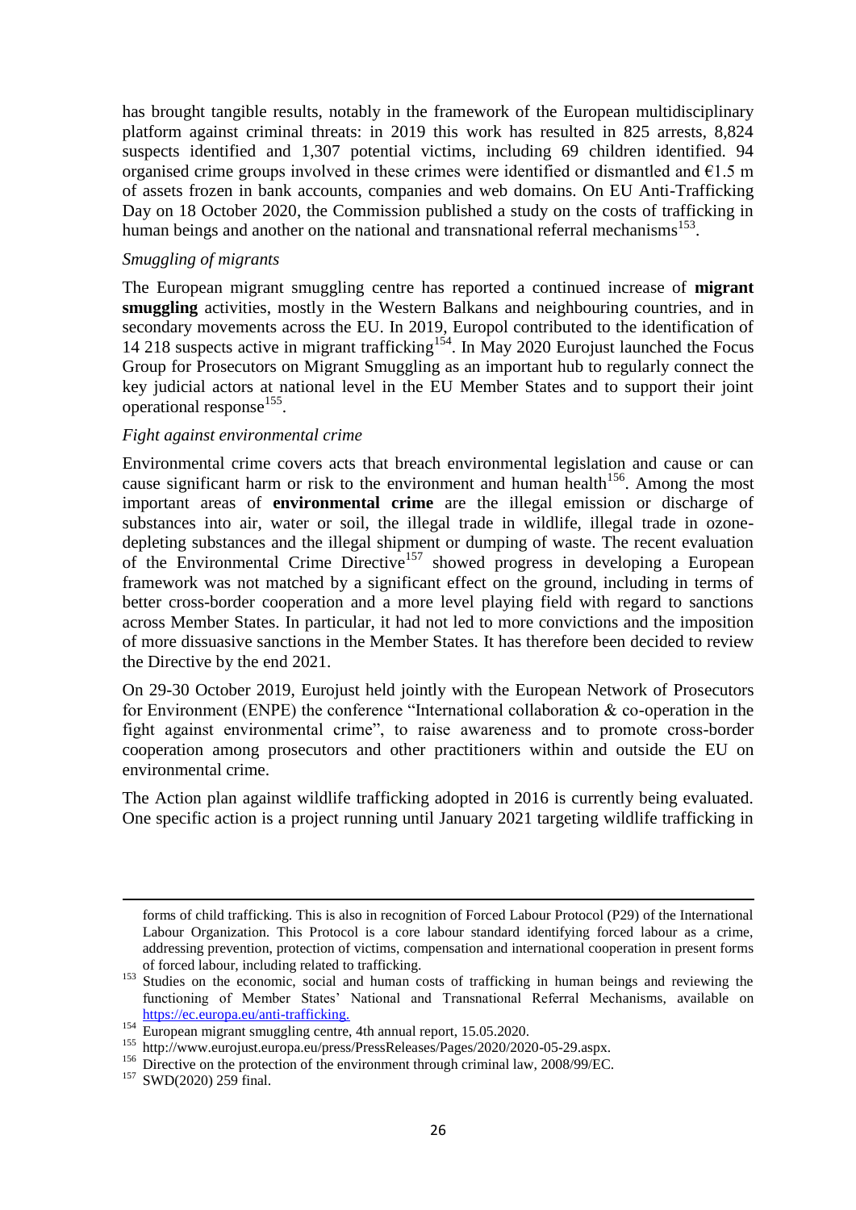has brought tangible results, notably in the framework of the European multidisciplinary platform against criminal threats: in 2019 this work has resulted in 825 arrests, 8,824 suspects identified and 1,307 potential victims, including 69 children identified. 94 organised crime groups involved in these crimes were identified or dismantled and €1.5 m of assets frozen in bank accounts, companies and web domains. On EU Anti-Trafficking Day on 18 October 2020, the Commission published a study on the costs of trafficking in human beings and another on the national and transnational referral mechanisms[153].

*Smuggling of migrants*

The European migrant smuggling centre has reported a continued increase of **migrant smuggling** activities, mostly in the Western Balkans and neighbouring countries, and in secondary movements across the EU. In 2019, Europol contributed to the identification of 14 218 suspects active in migrant trafficking[154]. In May 2020 Eurojust launched the Focus Group for Prosecutors on Migrant Smuggling as an important hub to regularly connect the key judicial actors at national level in the EU Member States and to support their joint operational response[155].

*Fight against environmental crime*

Environmental crime covers acts that breach environmental legislation and cause or can cause significant harm or risk to the environment and human health[156]. Among the most important areas of **environmental crime** are the illegal emission or discharge of substances into air, water or soil, the illegal trade in wildlife, illegal trade in ozone-depleting substances and the illegal shipment or dumping of waste. The recent evaluation of the Environmental Crime Directive[157] showed progress in developing a European framework was not matched by a significant effect on the ground, including in terms of better cross-border cooperation and a more level playing field with regard to sanctions across Member States. In particular, it had not led to more convictions and the imposition of more dissuasive sanctions in the Member States. It has therefore been decided to review the Directive by the end 2021.

On 29-30 October 2019, Eurojust held jointly with the European Network of Prosecutors for Environment (ENPE) the conference "International collaboration & co-operation in the fight against environmental crime", to raise awareness and to promote cross-border cooperation among prosecutors and other practitioners within and outside the EU on environmental crime.

The Action plan against wildlife trafficking adopted in 2016 is currently being evaluated. One specific action is a project running until January 2021 targeting wildlife trafficking in

---

forms of child trafficking. This is also in recognition of Forced Labour Protocol (P29) of the International Labour Organization. This Protocol is a core labour standard identifying forced labour as a crime, addressing prevention, protection of victims, compensation and international cooperation in present forms of forced labour, including related to trafficking.

[153] Studies on the economic, social and human costs of trafficking in human beings and reviewing the functioning of Member States' National and Transnational Referral Mechanisms, available on https://ec.europa.eu/anti-trafficking.

[154] European migrant smuggling centre, 4th annual report, 15.05.2020.

[155] http://www.eurojust.europa.eu/press/PressReleases/Pages/2020/2020-05-29.aspx.

[156] Directive on the protection of the environment through criminal law, 2008/99/EC.

[157] SWD(2020) 259 final.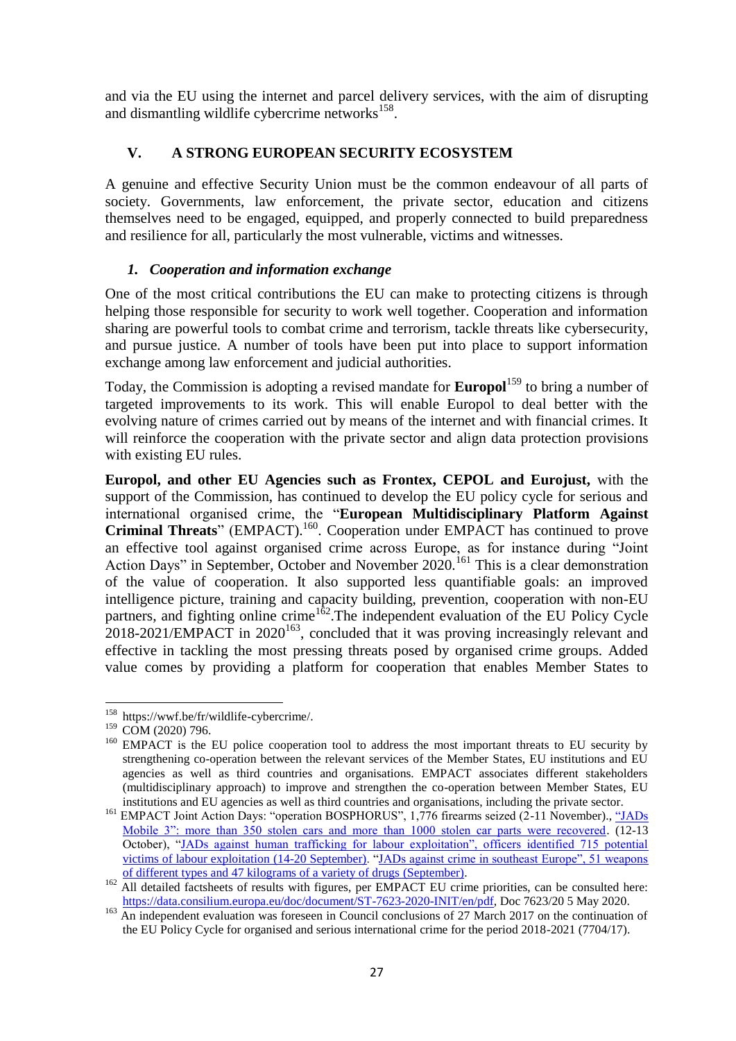and via the EU using the internet and parcel delivery services, with the aim of disrupting and dismantling wildlife cybercrime networks[158].

## V. A STRONG EUROPEAN SECURITY ECOSYSTEM

A genuine and effective Security Union must be the common endeavour of all parts of society. Governments, law enforcement, the private sector, education and citizens themselves need to be engaged, equipped, and properly connected to build preparedness and resilience for all, particularly the most vulnerable, victims and witnesses.

### *1. Cooperation and information exchange*

One of the most critical contributions the EU can make to protecting citizens is through helping those responsible for security to work well together. Cooperation and information sharing are powerful tools to combat crime and terrorism, tackle threats like cybersecurity, and pursue justice. A number of tools have been put into place to support information exchange among law enforcement and judicial authorities.

Today, the Commission is adopting a revised mandate for **Europol**[159] to bring a number of targeted improvements to its work. This will enable Europol to deal better with the evolving nature of crimes carried out by means of the internet and with financial crimes. It will reinforce the cooperation with the private sector and align data protection provisions with existing EU rules.

**Europol, and other EU Agencies such as Frontex, CEPOL and Eurojust,** with the support of the Commission, has continued to develop the EU policy cycle for serious and international organised crime, the "**European Multidisciplinary Platform Against Criminal Threats**" (EMPACT).[160]. Cooperation under EMPACT has continued to prove an effective tool against organised crime across Europe, as for instance during "Joint Action Days" in September, October and November 2020.[161] This is a clear demonstration of the value of cooperation. It also supported less quantifiable goals: an improved intelligence picture, training and capacity building, prevention, cooperation with non-EU partners, and fighting online crime[162].The independent evaluation of the EU Policy Cycle 2018-2021/EMPACT in 2020[163], concluded that it was proving increasingly relevant and effective in tackling the most pressing threats posed by organised crime groups. Added value comes by providing a platform for cooperation that enables Member States to

---

[158] https://wwf.be/fr/wildlife-cybercrime/.

[159] COM (2020) 796.

[160] EMPACT is the EU police cooperation tool to address the most important threats to EU security by strengthening co-operation between the relevant services of the Member States, EU institutions and EU agencies as well as third countries and organisations. EMPACT associates different stakeholders (multidisciplinary approach) to improve and strengthen the co-operation between Member States, EU institutions and EU agencies as well as third countries and organisations, including the private sector.

[161] EMPACT Joint Action Days: "operation BOSPHORUS", 1,776 firearms seized (2-11 November)., "JADs Mobile 3": more than 350 stolen cars and more than 1000 stolen car parts were recovered. (12-13 October), "JADs against human trafficking for labour exploitation", officers identified 715 potential victims of labour exploitation (14-20 September). "JADs against crime in southeast Europe", 51 weapons of different types and 47 kilograms of a variety of drugs (September).

[162] All detailed factsheets of results with figures, per EMPACT EU crime priorities, can be consulted here: https://data.consilium.europa.eu/doc/document/ST-7623-2020-INIT/en/pdf, Doc 7623/20 5 May 2020.

[163] An independent evaluation was foreseen in Council conclusions of 27 March 2017 on the continuation of the EU Policy Cycle for organised and serious international crime for the period 2018-2021 (7704/17).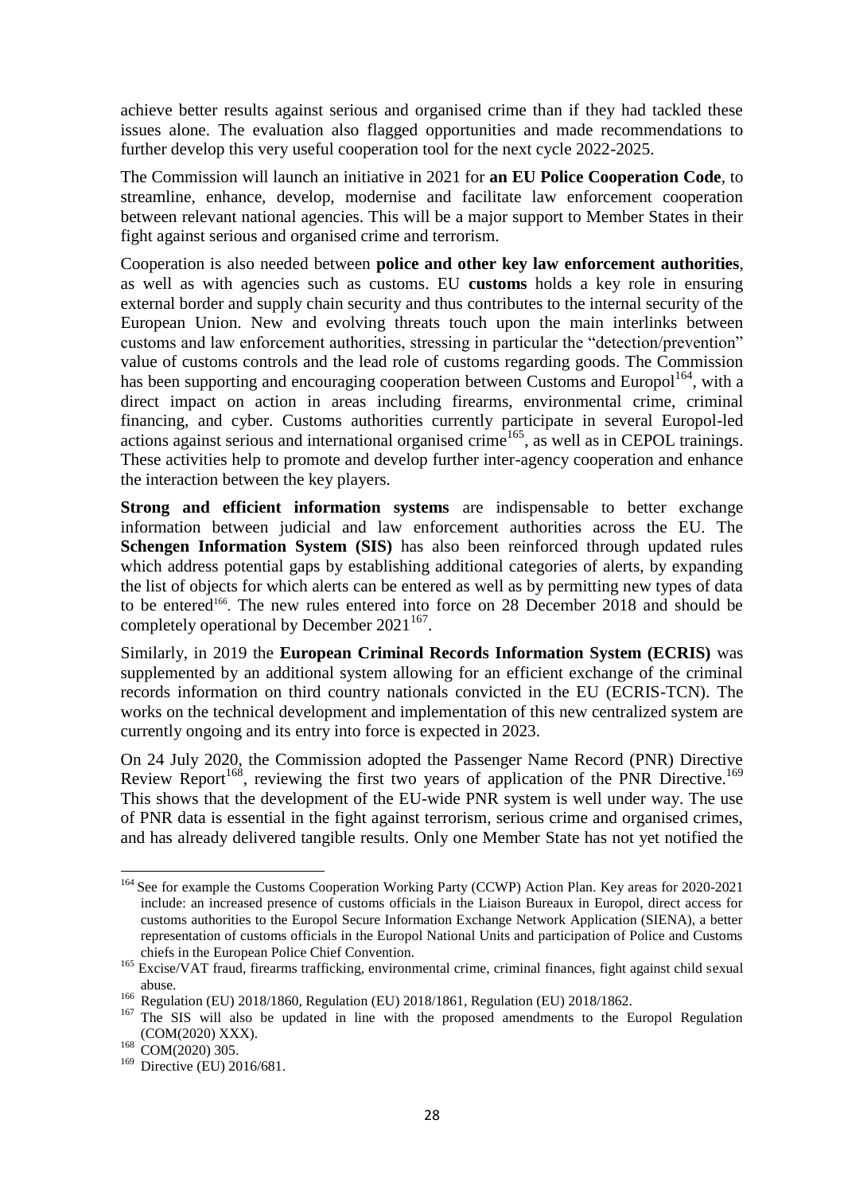achieve better results against serious and organised crime than if they had tackled these issues alone. The evaluation also flagged opportunities and made recommendations to further develop this very useful cooperation tool for the next cycle 2022-2025.

The Commission will launch an initiative in 2021 for **an EU Police Cooperation Code**, to streamline, enhance, develop, modernise and facilitate law enforcement cooperation between relevant national agencies. This will be a major support to Member States in their fight against serious and organised crime and terrorism.

Cooperation is also needed between **police and other key law enforcement authorities**, as well as with agencies such as customs. EU **customs** holds a key role in ensuring external border and supply chain security and thus contributes to the internal security of the European Union. New and evolving threats touch upon the main interlinks between customs and law enforcement authorities, stressing in particular the "detection/prevention" value of customs controls and the lead role of customs regarding goods. The Commission has been supporting and encouraging cooperation between Customs and Europol[164], with a direct impact on action in areas including firearms, environmental crime, criminal financing, and cyber. Customs authorities currently participate in several Europol-led actions against serious and international organised crime[165], as well as in CEPOL trainings. These activities help to promote and develop further inter-agency cooperation and enhance the interaction between the key players.

**Strong and efficient information systems** are indispensable to better exchange information between judicial and law enforcement authorities across the EU. The **Schengen Information System (SIS)** has also been reinforced through updated rules which address potential gaps by establishing additional categories of alerts, by expanding the list of objects for which alerts can be entered as well as by permitting new types of data to be entered[166]. The new rules entered into force on 28 December 2018 and should be completely operational by December 2021[167].

Similarly, in 2019 the **European Criminal Records Information System (ECRIS)** was supplemented by an additional system allowing for an efficient exchange of the criminal records information on third country nationals convicted in the EU (ECRIS-TCN). The works on the technical development and implementation of this new centralized system are currently ongoing and its entry into force is expected in 2023.

On 24 July 2020, the Commission adopted the Passenger Name Record (PNR) Directive Review Report[168], reviewing the first two years of application of the PNR Directive.[169] This shows that the development of the EU-wide PNR system is well under way. The use of PNR data is essential in the fight against terrorism, serious crime and organised crimes, and has already delivered tangible results. Only one Member State has not yet notified the

---

[164] See for example the Customs Cooperation Working Party (CCWP) Action Plan. Key areas for 2020-2021 include: an increased presence of customs officials in the Liaison Bureaux in Europol, direct access for customs authorities to the Europol Secure Information Exchange Network Application (SIENA), a better representation of customs officials in the Europol National Units and participation of Police and Customs chiefs in the European Police Chief Convention.

[165] Excise/VAT fraud, firearms trafficking, environmental crime, criminal finances, fight against child sexual abuse.

[166] Regulation (EU) 2018/1860, Regulation (EU) 2018/1861, Regulation (EU) 2018/1862.

[167] The SIS will also be updated in line with the proposed amendments to the Europol Regulation (COM(2020) XXX).

[168] COM(2020) 305.

[169] Directive (EU) 2016/681.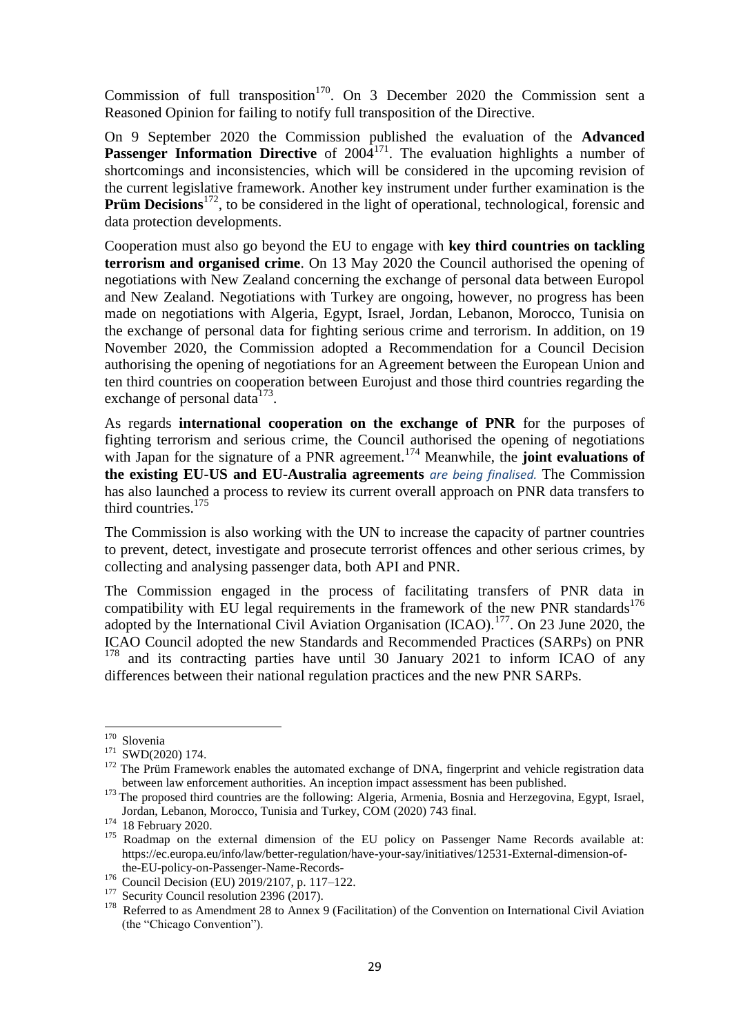Commission of full transposition[170]. On 3 December 2020 the Commission sent a Reasoned Opinion for failing to notify full transposition of the Directive.

On 9 September 2020 the Commission published the evaluation of the **Advanced Passenger Information Directive** of 2004[171]. The evaluation highlights a number of shortcomings and inconsistencies, which will be considered in the upcoming revision of the current legislative framework. Another key instrument under further examination is the **Prüm Decisions**[172], to be considered in the light of operational, technological, forensic and data protection developments.

Cooperation must also go beyond the EU to engage with **key third countries on tackling terrorism and organised crime**. On 13 May 2020 the Council authorised the opening of negotiations with New Zealand concerning the exchange of personal data between Europol and New Zealand. Negotiations with Turkey are ongoing, however, no progress has been made on negotiations with Algeria, Egypt, Israel, Jordan, Lebanon, Morocco, Tunisia on the exchange of personal data for fighting serious crime and terrorism. In addition, on 19 November 2020, the Commission adopted a Recommendation for a Council Decision authorising the opening of negotiations for an Agreement between the European Union and ten third countries on cooperation between Eurojust and those third countries regarding the exchange of personal data[173].

As regards **international cooperation on the exchange of PNR** for the purposes of fighting terrorism and serious crime, the Council authorised the opening of negotiations with Japan for the signature of a PNR agreement.[174] Meanwhile, the **joint evaluations of the existing EU-US and EU-Australia agreements** *are being finalised.* The Commission has also launched a process to review its current overall approach on PNR data transfers to third countries.[175]

The Commission is also working with the UN to increase the capacity of partner countries to prevent, detect, investigate and prosecute terrorist offences and other serious crimes, by collecting and analysing passenger data, both API and PNR.

The Commission engaged in the process of facilitating transfers of PNR data in compatibility with EU legal requirements in the framework of the new PNR standards[176] adopted by the International Civil Aviation Organisation (ICAO).[177]. On 23 June 2020, the ICAO Council adopted the new Standards and Recommended Practices (SARPs) on PNR [178] and its contracting parties have until 30 January 2021 to inform ICAO of any differences between their national regulation practices and the new PNR SARPs.

---

[170] Slovenia

[171] SWD(2020) 174.

[172] The Prüm Framework enables the automated exchange of DNA, fingerprint and vehicle registration data between law enforcement authorities. An inception impact assessment has been published.

[173] The proposed third countries are the following: Algeria, Armenia, Bosnia and Herzegovina, Egypt, Israel, Jordan, Lebanon, Morocco, Tunisia and Turkey, COM (2020) 743 final.

[174] 18 February 2020.

[175] Roadmap on the external dimension of the EU policy on Passenger Name Records available at: https://ec.europa.eu/info/law/better-regulation/have-your-say/initiatives/12531-External-dimension-of-the-EU-policy-on-Passenger-Name-Records-

[176] Council Decision (EU) 2019/2107, p. 117–122.

[177] Security Council resolution 2396 (2017).

[178] Referred to as Amendment 28 to Annex 9 (Facilitation) of the Convention on International Civil Aviation (the "Chicago Convention").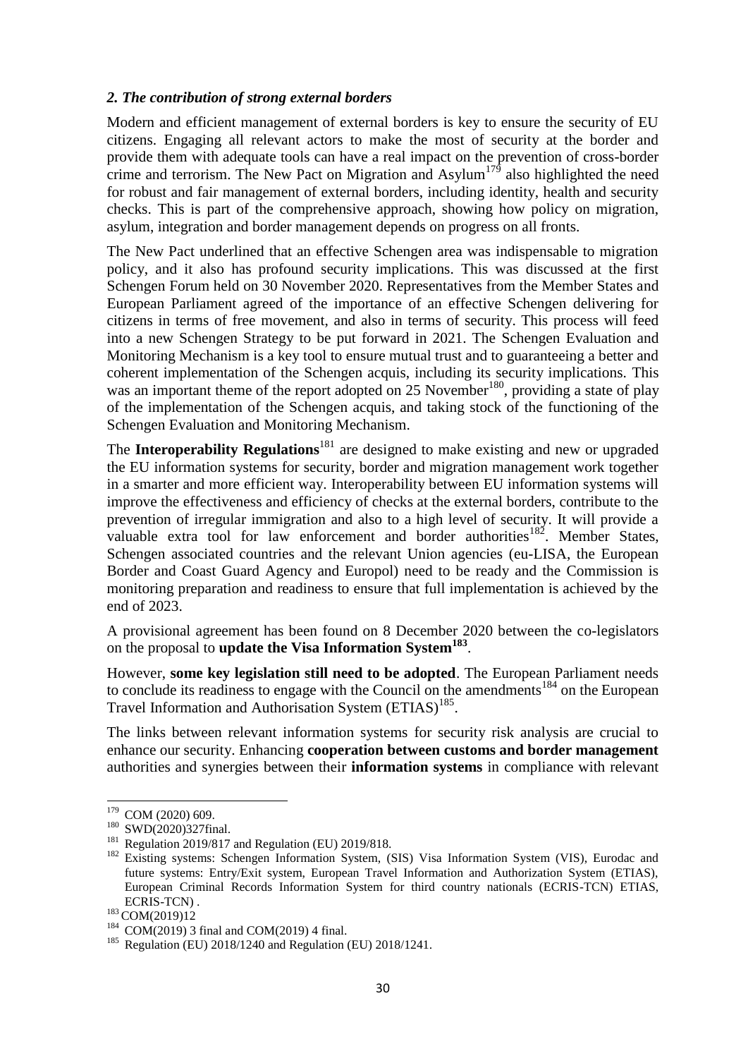### *2. The contribution of strong external borders*

Modern and efficient management of external borders is key to ensure the security of EU citizens. Engaging all relevant actors to make the most of security at the border and provide them with adequate tools can have a real impact on the prevention of cross-border crime and terrorism. The New Pact on Migration and Asylum[179] also highlighted the need for robust and fair management of external borders, including identity, health and security checks. This is part of the comprehensive approach, showing how policy on migration, asylum, integration and border management depends on progress on all fronts.

The New Pact underlined that an effective Schengen area was indispensable to migration policy, and it also has profound security implications. This was discussed at the first Schengen Forum held on 30 November 2020. Representatives from the Member States and European Parliament agreed of the importance of an effective Schengen delivering for citizens in terms of free movement, and also in terms of security. This process will feed into a new Schengen Strategy to be put forward in 2021. The Schengen Evaluation and Monitoring Mechanism is a key tool to ensure mutual trust and to guaranteeing a better and coherent implementation of the Schengen acquis, including its security implications. This was an important theme of the report adopted on 25 November[180], providing a state of play of the implementation of the Schengen acquis, and taking stock of the functioning of the Schengen Evaluation and Monitoring Mechanism.

The **Interoperability Regulations**[181] are designed to make existing and new or upgraded the EU information systems for security, border and migration management work together in a smarter and more efficient way. Interoperability between EU information systems will improve the effectiveness and efficiency of checks at the external borders, contribute to the prevention of irregular immigration and also to a high level of security. It will provide a valuable extra tool for law enforcement and border authorities[182]. Member States, Schengen associated countries and the relevant Union agencies (eu-LISA, the European Border and Coast Guard Agency and Europol) need to be ready and the Commission is monitoring preparation and readiness to ensure that full implementation is achieved by the end of 2023.

A provisional agreement has been found on 8 December 2020 between the co-legislators on the proposal to **update the Visa Information System[183]**.

However, **some key legislation still need to be adopted**. The European Parliament needs to conclude its readiness to engage with the Council on the amendments[184] on the European Travel Information and Authorisation System (ETIAS)[185].

The links between relevant information systems for security risk analysis are crucial to enhance our security. Enhancing **cooperation between customs and border management** authorities and synergies between their **information systems** in compliance with relevant

---

[179] COM (2020) 609.

[180] SWD(2020)327final.

[181] Regulation 2019/817 and Regulation (EU) 2019/818.

[182] Existing systems: Schengen Information System, (SIS) Visa Information System (VIS), Eurodac and future systems: Entry/Exit system, European Travel Information and Authorization System (ETIAS), European Criminal Records Information System for third country nationals (ECRIS-TCN) ETIAS, ECRIS-TCN) .

[183] COM(2019)12

[184] COM(2019) 3 final and COM(2019) 4 final.

[185] Regulation (EU) 2018/1240 and Regulation (EU) 2018/1241.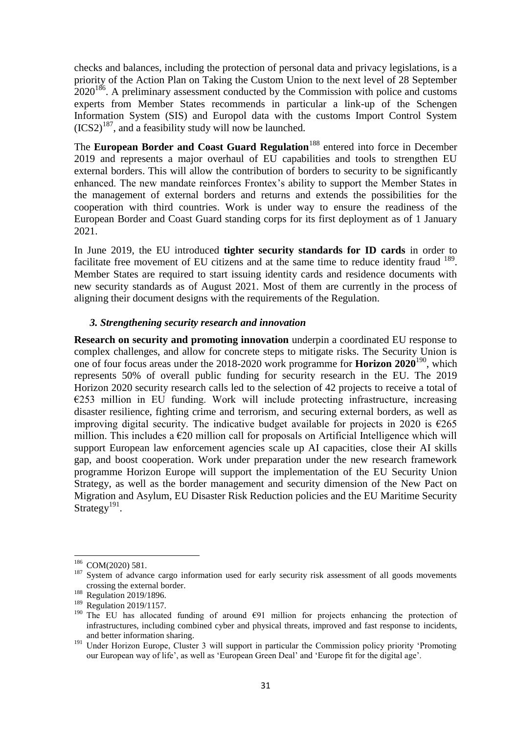checks and balances, including the protection of personal data and privacy legislations, is a priority of the Action Plan on Taking the Custom Union to the next level of 28 September 2020[186]. A preliminary assessment conducted by the Commission with police and customs experts from Member States recommends in particular a link-up of the Schengen Information System (SIS) and Europol data with the customs Import Control System (ICS2)[187], and a feasibility study will now be launched.

The **European Border and Coast Guard Regulation**[188] entered into force in December 2019 and represents a major overhaul of EU capabilities and tools to strengthen EU external borders. This will allow the contribution of borders to security to be significantly enhanced. The new mandate reinforces Frontex's ability to support the Member States in the management of external borders and returns and extends the possibilities for the cooperation with third countries. Work is under way to ensure the readiness of the European Border and Coast Guard standing corps for its first deployment as of 1 January 2021.

In June 2019, the EU introduced **tighter security standards for ID cards** in order to facilitate free movement of EU citizens and at the same time to reduce identity fraud [189]. Member States are required to start issuing identity cards and residence documents with new security standards as of August 2021. Most of them are currently in the process of aligning their document designs with the requirements of the Regulation.

### *3. Strengthening security research and innovation*

**Research on security and promoting innovation** underpin a coordinated EU response to complex challenges, and allow for concrete steps to mitigate risks. The Security Union is one of four focus areas under the 2018-2020 work programme for **Horizon 2020**[190], which represents 50% of overall public funding for security research in the EU. The 2019 Horizon 2020 security research calls led to the selection of 42 projects to receive a total of €253 million in EU funding. Work will include protecting infrastructure, increasing disaster resilience, fighting crime and terrorism, and securing external borders, as well as improving digital security. The indicative budget available for projects in 2020 is €265 million. This includes a €20 million call for proposals on Artificial Intelligence which will support European law enforcement agencies scale up AI capacities, close their AI skills gap, and boost cooperation. Work under preparation under the new research framework programme Horizon Europe will support the implementation of the EU Security Union Strategy, as well as the border management and security dimension of the New Pact on Migration and Asylum, EU Disaster Risk Reduction policies and the EU Maritime Security Strategy[191].

---

[186] COM(2020) 581.

[187] System of advance cargo information used for early security risk assessment of all goods movements crossing the external border.

[188] Regulation 2019/1896.

[189] Regulation 2019/1157.

[190] The EU has allocated funding of around €91 million for projects enhancing the protection of infrastructures, including combined cyber and physical threats, improved and fast response to incidents, and better information sharing.

[191] Under Horizon Europe, Cluster 3 will support in particular the Commission policy priority 'Promoting our European way of life', as well as 'European Green Deal' and 'Europe fit for the digital age'.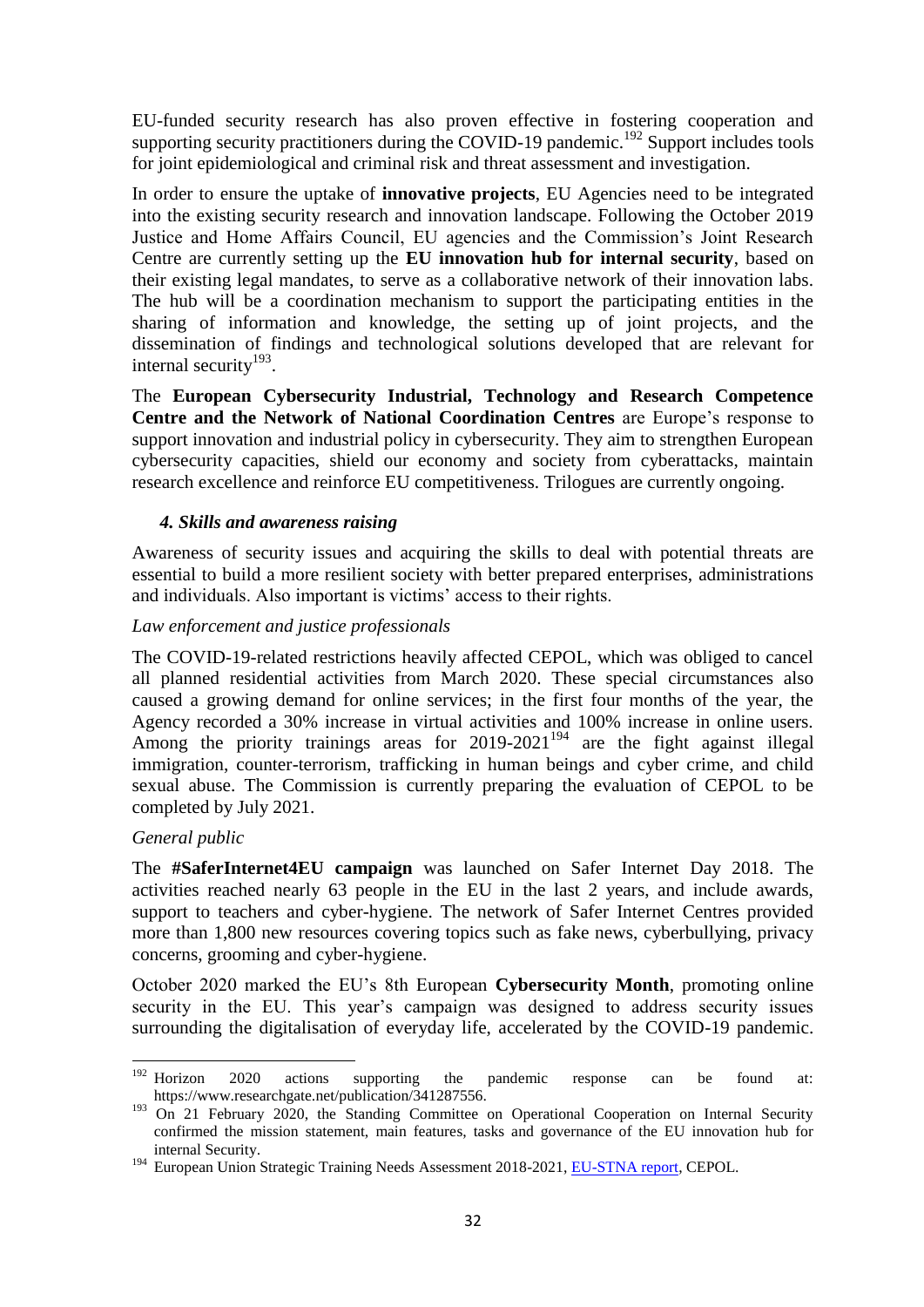EU-funded security research has also proven effective in fostering cooperation and supporting security practitioners during the COVID-19 pandemic.[192] Support includes tools for joint epidemiological and criminal risk and threat assessment and investigation.

In order to ensure the uptake of **innovative projects**, EU Agencies need to be integrated into the existing security research and innovation landscape. Following the October 2019 Justice and Home Affairs Council, EU agencies and the Commission's Joint Research Centre are currently setting up the **EU innovation hub for internal security**, based on their existing legal mandates, to serve as a collaborative network of their innovation labs. The hub will be a coordination mechanism to support the participating entities in the sharing of information and knowledge, the setting up of joint projects, and the dissemination of findings and technological solutions developed that are relevant for internal security[193].

The **European Cybersecurity Industrial, Technology and Research Competence Centre and the Network of National Coordination Centres** are Europe's response to support innovation and industrial policy in cybersecurity. They aim to strengthen European cybersecurity capacities, shield our economy and society from cyberattacks, maintain research excellence and reinforce EU competitiveness. Trilogues are currently ongoing.

### *4. Skills and awareness raising*

Awareness of security issues and acquiring the skills to deal with potential threats are essential to build a more resilient society with better prepared enterprises, administrations and individuals. Also important is victims' access to their rights.

*Law enforcement and justice professionals*

The COVID-19-related restrictions heavily affected CEPOL, which was obliged to cancel all planned residential activities from March 2020. These special circumstances also caused a growing demand for online services; in the first four months of the year, the Agency recorded a 30% increase in virtual activities and 100% increase in online users. Among the priority trainings areas for 2019-2021[194] are the fight against illegal immigration, counter-terrorism, trafficking in human beings and cyber crime, and child sexual abuse. The Commission is currently preparing the evaluation of CEPOL to be completed by July 2021.

*General public*

The **#SaferInternet4EU campaign** was launched on Safer Internet Day 2018. The activities reached nearly 63 people in the EU in the last 2 years, and include awards, support to teachers and cyber-hygiene. The network of Safer Internet Centres provided more than 1,800 new resources covering topics such as fake news, cyberbullying, privacy concerns, grooming and cyber-hygiene.

October 2020 marked the EU's 8th European **Cybersecurity Month**, promoting online security in the EU. This year's campaign was designed to address security issues surrounding the digitalisation of everyday life, accelerated by the COVID-19 pandemic.

---

[192] Horizon 2020 actions supporting the pandemic response can be found at: https://www.researchgate.net/publication/341287556.

[193] On 21 February 2020, the Standing Committee on Operational Cooperation on Internal Security confirmed the mission statement, main features, tasks and governance of the EU innovation hub for internal Security.

[194] European Union Strategic Training Needs Assessment 2018-2021, EU-STNA report, CEPOL.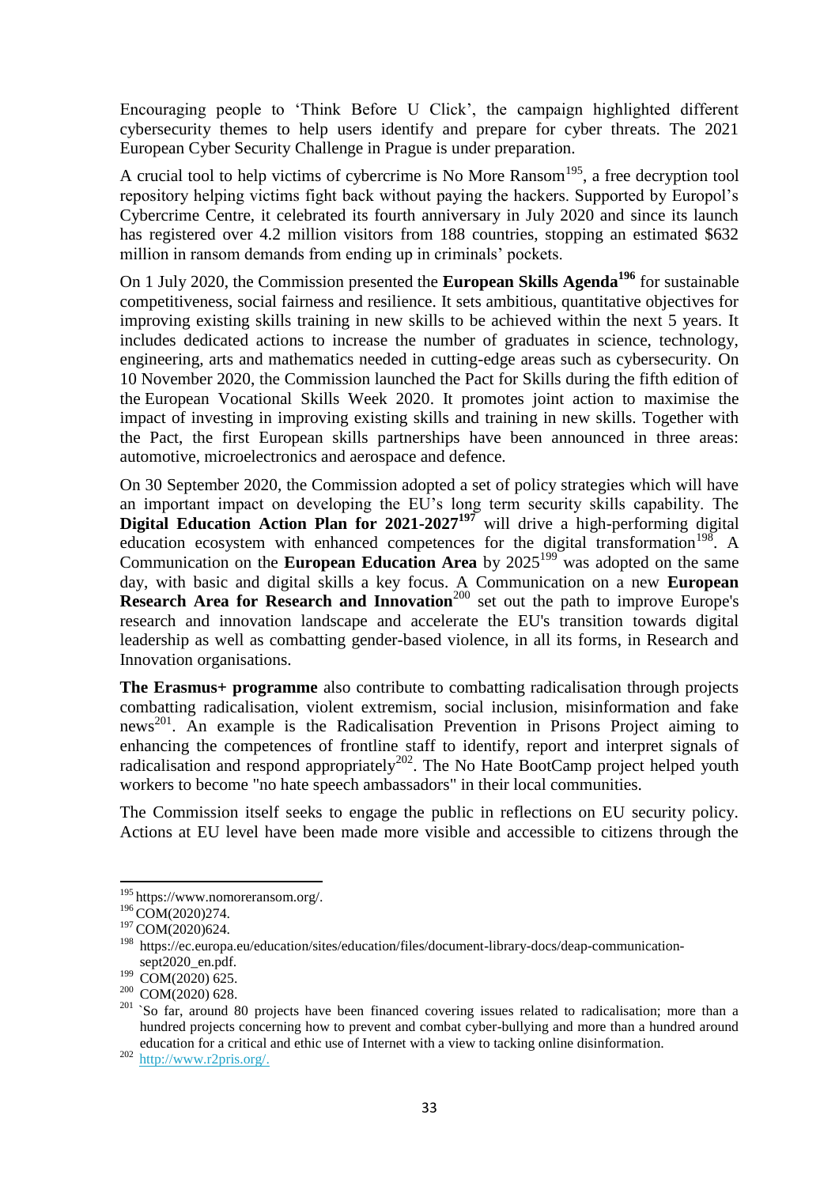Encouraging people to 'Think Before U Click', the campaign highlighted different cybersecurity themes to help users identify and prepare for cyber threats. The 2021 European Cyber Security Challenge in Prague is under preparation.

A crucial tool to help victims of cybercrime is No More Ransom[195], a free decryption tool repository helping victims fight back without paying the hackers. Supported by Europol's Cybercrime Centre, it celebrated its fourth anniversary in July 2020 and since its launch has registered over 4.2 million visitors from 188 countries, stopping an estimated $632 million in ransom demands from ending up in criminals' pockets.

On 1 July 2020, the Commission presented the **European Skills Agenda**[196] for sustainable competitiveness, social fairness and resilience. It sets ambitious, quantitative objectives for improving existing skills training in new skills to be achieved within the next 5 years. It includes dedicated actions to increase the number of graduates in science, technology, engineering, arts and mathematics needed in cutting-edge areas such as cybersecurity. On 10 November 2020, the Commission launched the Pact for Skills during the fifth edition of the European Vocational Skills Week 2020. It promotes joint action to maximise the impact of investing in improving existing skills and training in new skills. Together with the Pact, the first European skills partnerships have been announced in three areas: automotive, microelectronics and aerospace and defence.

On 30 September 2020, the Commission adopted a set of policy strategies which will have an important impact on developing the EU's long term security skills capability. The **Digital Education Action Plan for 2021-2027**[197] will drive a high-performing digital education ecosystem with enhanced competences for the digital transformation[198]. A Communication on the **European Education Area** by 2025[199] was adopted on the same day, with basic and digital skills a key focus. A Communication on a new **European Research Area for Research and Innovation**[200] set out the path to improve Europe's research and innovation landscape and accelerate the EU's transition towards digital leadership as well as combatting gender-based violence, in all its forms, in Research and Innovation organisations.

**The Erasmus+ programme** also contribute to combatting radicalisation through projects combatting radicalisation, violent extremism, social inclusion, misinformation and fake news[201]. An example is the Radicalisation Prevention in Prisons Project aiming to enhancing the competences of frontline staff to identify, report and interpret signals of radicalisation and respond appropriately[202]. The No Hate BootCamp project helped youth workers to become "no hate speech ambassadors" in their local communities.

The Commission itself seeks to engage the public in reflections on EU security policy. Actions at EU level have been made more visible and accessible to citizens through the

---

[195] https://www.nomoreransom.org/.

[196] COM(2020)274.

[197] COM(2020)624.

[198] https://ec.europa.eu/education/sites/education/files/document-library-docs/deap-communication-sept2020_en.pdf.

[199] COM(2020) 625.

[200] COM(2020) 628.

[201] `So far, around 80 projects have been financed covering issues related to radicalisation; more than a hundred projects concerning how to prevent and combat cyber-bullying and more than a hundred around education for a critical and ethic use of Internet with a view to tacking online disinformation.

[202] http://www.r2pris.org/.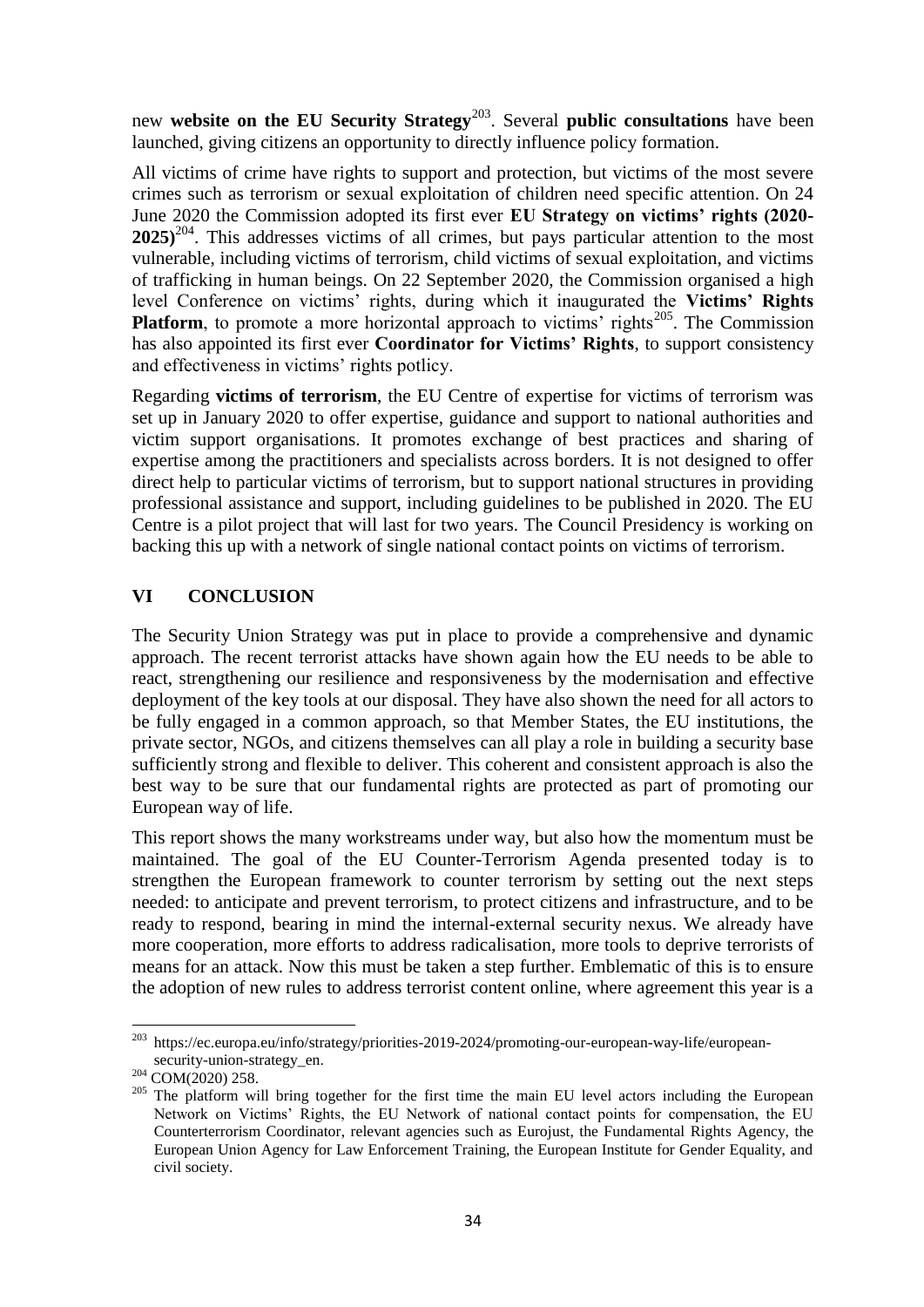new **website on the EU Security Strategy**[203]. Several **public consultations** have been launched, giving citizens an opportunity to directly influence policy formation.

All victims of crime have rights to support and protection, but victims of the most severe crimes such as terrorism or sexual exploitation of children need specific attention. On 24 June 2020 the Commission adopted its first ever **EU Strategy on victims' rights (2020-2025)**[204]. This addresses victims of all crimes, but pays particular attention to the most vulnerable, including victims of terrorism, child victims of sexual exploitation, and victims of trafficking in human beings. On 22 September 2020, the Commission organised a high level Conference on victims' rights, during which it inaugurated the **Victims' Rights Platform**, to promote a more horizontal approach to victims' rights[205]. The Commission has also appointed its first ever **Coordinator for Victims' Rights**, to support consistency and effectiveness in victims' rights potlicy.

Regarding **victims of terrorism**, the EU Centre of expertise for victims of terrorism was set up in January 2020 to offer expertise, guidance and support to national authorities and victim support organisations. It promotes exchange of best practices and sharing of expertise among the practitioners and specialists across borders. It is not designed to offer direct help to particular victims of terrorism, but to support national structures in providing professional assistance and support, including guidelines to be published in 2020. The EU Centre is a pilot project that will last for two years. The Council Presidency is working on backing this up with a network of single national contact points on victims of terrorism.

## VI CONCLUSION

The Security Union Strategy was put in place to provide a comprehensive and dynamic approach. The recent terrorist attacks have shown again how the EU needs to be able to react, strengthening our resilience and responsiveness by the modernisation and effective deployment of the key tools at our disposal. They have also shown the need for all actors to be fully engaged in a common approach, so that Member States, the EU institutions, the private sector, NGOs, and citizens themselves can all play a role in building a security base sufficiently strong and flexible to deliver. This coherent and consistent approach is also the best way to be sure that our fundamental rights are protected as part of promoting our European way of life.

This report shows the many workstreams under way, but also how the momentum must be maintained. The goal of the EU Counter-Terrorism Agenda presented today is to strengthen the European framework to counter terrorism by setting out the next steps needed: to anticipate and prevent terrorism, to protect citizens and infrastructure, and to be ready to respond, bearing in mind the internal-external security nexus. We already have more cooperation, more efforts to address radicalisation, more tools to deprive terrorists of means for an attack. Now this must be taken a step further. Emblematic of this is to ensure the adoption of new rules to address terrorist content online, where agreement this year is a

---

[203] https://ec.europa.eu/info/strategy/priorities-2019-2024/promoting-our-european-way-life/european-security-union-strategy_en.

[204] COM(2020) 258.

[205] The platform will bring together for the first time the main EU level actors including the European Network on Victims' Rights, the EU Network of national contact points for compensation, the EU Counterterrorism Coordinator, relevant agencies such as Eurojust, the Fundamental Rights Agency, the European Union Agency for Law Enforcement Training, the European Institute for Gender Equality, and civil society.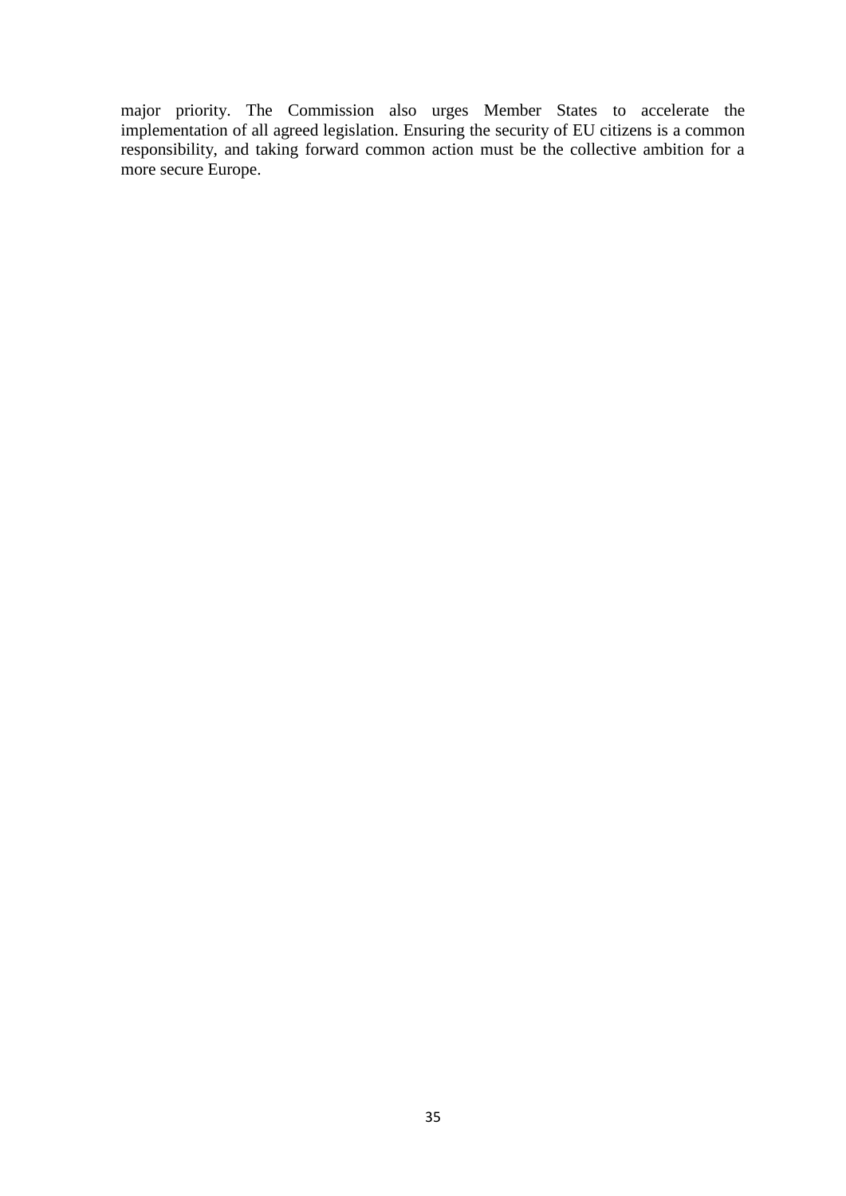major priority. The Commission also urges Member States to accelerate the implementation of all agreed legislation. Ensuring the security of EU citizens is a common responsibility, and taking forward common action must be the collective ambition for a more secure Europe.